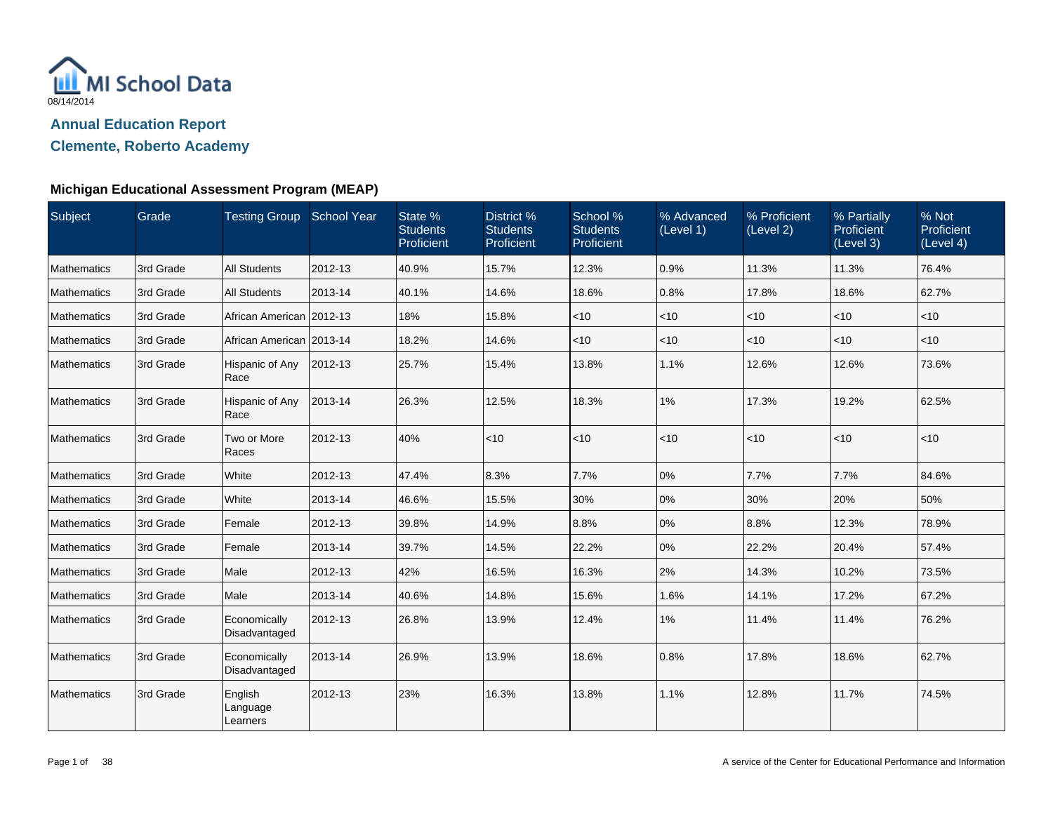MI School Data
08/14/2014

## Annual Education Report

## Clemente, Roberto Academy

### Michigan Educational Assessment Program (MEAP)

| Subject | Grade | Testing Group | School Year | State % Students Proficient | District % Students Proficient | School % Students Proficient | % Advanced (Level 1) | % Proficient (Level 2) | % Partially Proficient (Level 3) | % Not Proficient (Level 4) |
|---|---|---|---|---|---|---|---|---|---|---|
| Mathematics | 3rd Grade | All Students | 2012-13 | 40.9% | 15.7% | 12.3% | 0.9% | 11.3% | 11.3% | 76.4% |
| Mathematics | 3rd Grade | All Students | 2013-14 | 40.1% | 14.6% | 18.6% | 0.8% | 17.8% | 18.6% | 62.7% |
| Mathematics | 3rd Grade | African American | 2012-13 | 18% | 15.8% | <10 | <10 | <10 | <10 | <10 |
| Mathematics | 3rd Grade | African American | 2013-14 | 18.2% | 14.6% | <10 | <10 | <10 | <10 | <10 |
| Mathematics | 3rd Grade | Hispanic of Any Race | 2012-13 | 25.7% | 15.4% | 13.8% | 1.1% | 12.6% | 12.6% | 73.6% |
| Mathematics | 3rd Grade | Hispanic of Any Race | 2013-14 | 26.3% | 12.5% | 18.3% | 1% | 17.3% | 19.2% | 62.5% |
| Mathematics | 3rd Grade | Two or More Races | 2012-13 | 40% | <10 | <10 | <10 | <10 | <10 | <10 |
| Mathematics | 3rd Grade | White | 2012-13 | 47.4% | 8.3% | 7.7% | 0% | 7.7% | 7.7% | 84.6% |
| Mathematics | 3rd Grade | White | 2013-14 | 46.6% | 15.5% | 30% | 0% | 30% | 20% | 50% |
| Mathematics | 3rd Grade | Female | 2012-13 | 39.8% | 14.9% | 8.8% | 0% | 8.8% | 12.3% | 78.9% |
| Mathematics | 3rd Grade | Female | 2013-14 | 39.7% | 14.5% | 22.2% | 0% | 22.2% | 20.4% | 57.4% |
| Mathematics | 3rd Grade | Male | 2012-13 | 42% | 16.5% | 16.3% | 2% | 14.3% | 10.2% | 73.5% |
| Mathematics | 3rd Grade | Male | 2013-14 | 40.6% | 14.8% | 15.6% | 1.6% | 14.1% | 17.2% | 67.2% |
| Mathematics | 3rd Grade | Economically Disadvantaged | 2012-13 | 26.8% | 13.9% | 12.4% | 1% | 11.4% | 11.4% | 76.2% |
| Mathematics | 3rd Grade | Economically Disadvantaged | 2013-14 | 26.9% | 13.9% | 18.6% | 0.8% | 17.8% | 18.6% | 62.7% |
| Mathematics | 3rd Grade | English Language Learners | 2012-13 | 23% | 16.3% | 13.8% | 1.1% | 12.8% | 11.7% | 74.5% |

A service of the Center for Educational Performance and Information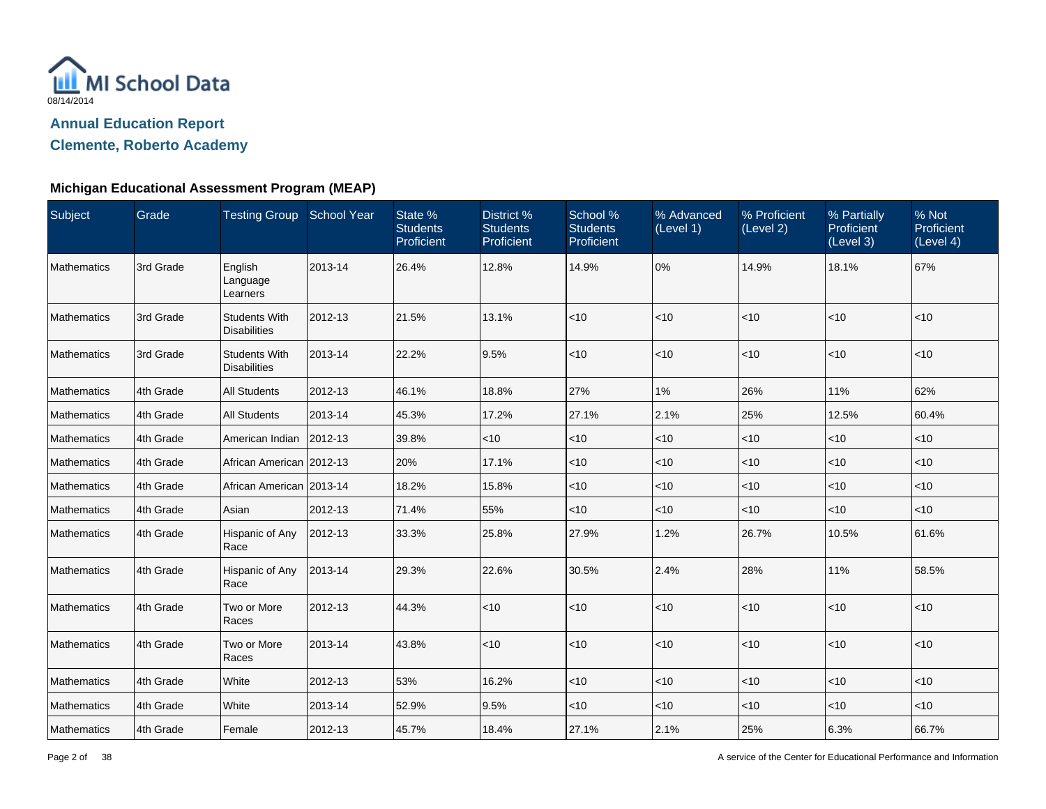MI School Data

08/14/2014

## Annual Education Report
## Clemente, Roberto Academy

### Michigan Educational Assessment Program (MEAP)

| Subject | Grade | Testing Group | School Year | State % Students Proficient | District % Students Proficient | School % Students Proficient | % Advanced (Level 1) | % Proficient (Level 2) | % Partially Proficient (Level 3) | % Not Proficient (Level 4) |
|---|---|---|---|---|---|---|---|---|---|---|
| Mathematics | 3rd Grade | English Language Learners | 2013-14 | 26.4% | 12.8% | 14.9% | 0% | 14.9% | 18.1% | 67% |
| Mathematics | 3rd Grade | Students With Disabilities | 2012-13 | 21.5% | 13.1% | <10 | <10 | <10 | <10 | <10 |
| Mathematics | 3rd Grade | Students With Disabilities | 2013-14 | 22.2% | 9.5% | <10 | <10 | <10 | <10 | <10 |
| Mathematics | 4th Grade | All Students | 2012-13 | 46.1% | 18.8% | 27% | 1% | 26% | 11% | 62% |
| Mathematics | 4th Grade | All Students | 2013-14 | 45.3% | 17.2% | 27.1% | 2.1% | 25% | 12.5% | 60.4% |
| Mathematics | 4th Grade | American Indian | 2012-13 | 39.8% | <10 | <10 | <10 | <10 | <10 | <10 |
| Mathematics | 4th Grade | African American | 2012-13 | 20% | 17.1% | <10 | <10 | <10 | <10 | <10 |
| Mathematics | 4th Grade | African American | 2013-14 | 18.2% | 15.8% | <10 | <10 | <10 | <10 | <10 |
| Mathematics | 4th Grade | Asian | 2012-13 | 71.4% | 55% | <10 | <10 | <10 | <10 | <10 |
| Mathematics | 4th Grade | Hispanic of Any Race | 2012-13 | 33.3% | 25.8% | 27.9% | 1.2% | 26.7% | 10.5% | 61.6% |
| Mathematics | 4th Grade | Hispanic of Any Race | 2013-14 | 29.3% | 22.6% | 30.5% | 2.4% | 28% | 11% | 58.5% |
| Mathematics | 4th Grade | Two or More Races | 2012-13 | 44.3% | <10 | <10 | <10 | <10 | <10 | <10 |
| Mathematics | 4th Grade | Two or More Races | 2013-14 | 43.8% | <10 | <10 | <10 | <10 | <10 | <10 |
| Mathematics | 4th Grade | White | 2012-13 | 53% | 16.2% | <10 | <10 | <10 | <10 | <10 |
| Mathematics | 4th Grade | White | 2013-14 | 52.9% | 9.5% | <10 | <10 | <10 | <10 | <10 |
| Mathematics | 4th Grade | Female | 2012-13 | 45.7% | 18.4% | 27.1% | 2.1% | 25% | 6.3% | 66.7% |

A service of the Center for Educational Performance and Information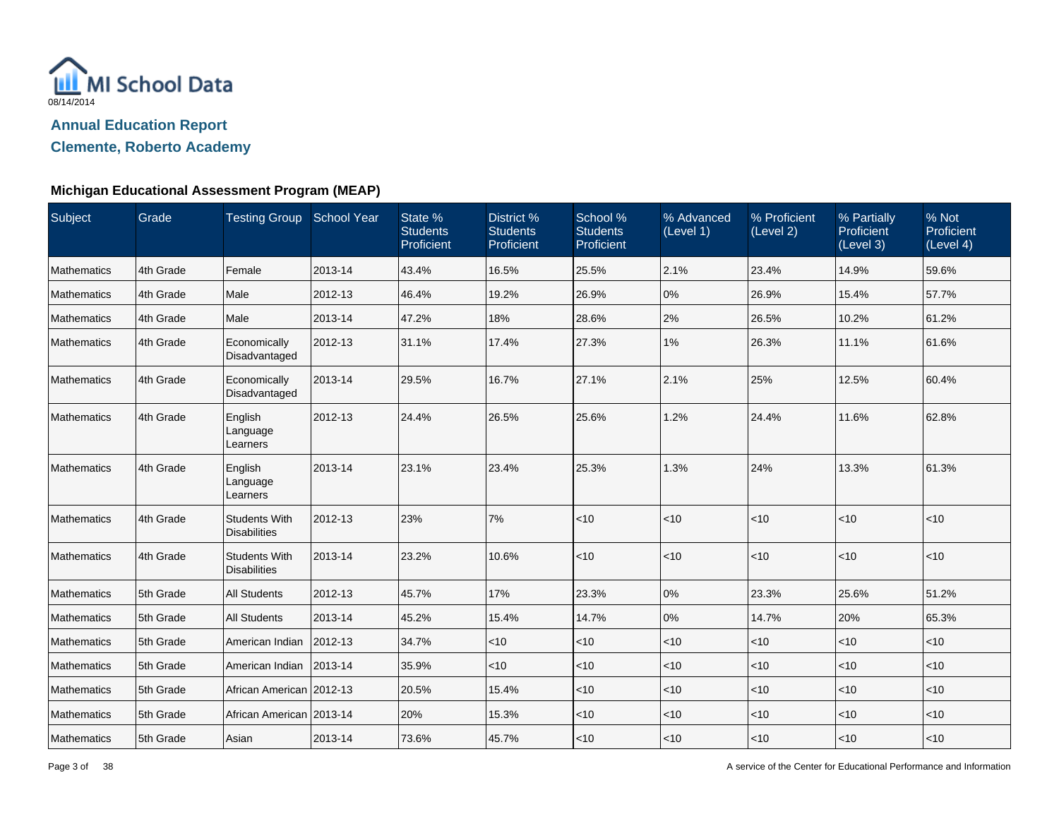MI School Data

08/14/2014

## Annual Education Report

## Clemente, Roberto Academy

### Michigan Educational Assessment Program (MEAP)

| Subject | Grade | Testing Group | School Year | State % Students Proficient | District % Students Proficient | School % Students Proficient | % Advanced (Level 1) | % Proficient (Level 2) | % Partially Proficient (Level 3) | % Not Proficient (Level 4) |
|---|---|---|---|---|---|---|---|---|---|---|
| Mathematics | 4th Grade | Female | 2013-14 | 43.4% | 16.5% | 25.5% | 2.1% | 23.4% | 14.9% | 59.6% |
| Mathematics | 4th Grade | Male | 2012-13 | 46.4% | 19.2% | 26.9% | 0% | 26.9% | 15.4% | 57.7% |
| Mathematics | 4th Grade | Male | 2013-14 | 47.2% | 18% | 28.6% | 2% | 26.5% | 10.2% | 61.2% |
| Mathematics | 4th Grade | Economically Disadvantaged | 2012-13 | 31.1% | 17.4% | 27.3% | 1% | 26.3% | 11.1% | 61.6% |
| Mathematics | 4th Grade | Economically Disadvantaged | 2013-14 | 29.5% | 16.7% | 27.1% | 2.1% | 25% | 12.5% | 60.4% |
| Mathematics | 4th Grade | English Language Learners | 2012-13 | 24.4% | 26.5% | 25.6% | 1.2% | 24.4% | 11.6% | 62.8% |
| Mathematics | 4th Grade | English Language Learners | 2013-14 | 23.1% | 23.4% | 25.3% | 1.3% | 24% | 13.3% | 61.3% |
| Mathematics | 4th Grade | Students With Disabilities | 2012-13 | 23% | 7% | <10 | <10 | <10 | <10 | <10 |
| Mathematics | 4th Grade | Students With Disabilities | 2013-14 | 23.2% | 10.6% | <10 | <10 | <10 | <10 | <10 |
| Mathematics | 5th Grade | All Students | 2012-13 | 45.7% | 17% | 23.3% | 0% | 23.3% | 25.6% | 51.2% |
| Mathematics | 5th Grade | All Students | 2013-14 | 45.2% | 15.4% | 14.7% | 0% | 14.7% | 20% | 65.3% |
| Mathematics | 5th Grade | American Indian | 2012-13 | 34.7% | <10 | <10 | <10 | <10 | <10 | <10 |
| Mathematics | 5th Grade | American Indian | 2013-14 | 35.9% | <10 | <10 | <10 | <10 | <10 | <10 |
| Mathematics | 5th Grade | African American | 2012-13 | 20.5% | 15.4% | <10 | <10 | <10 | <10 | <10 |
| Mathematics | 5th Grade | African American | 2013-14 | 20% | 15.3% | <10 | <10 | <10 | <10 | <10 |
| Mathematics | 5th Grade | Asian | 2013-14 | 73.6% | 45.7% | <10 | <10 | <10 | <10 | <10 |

A service of the Center for Educational Performance and Information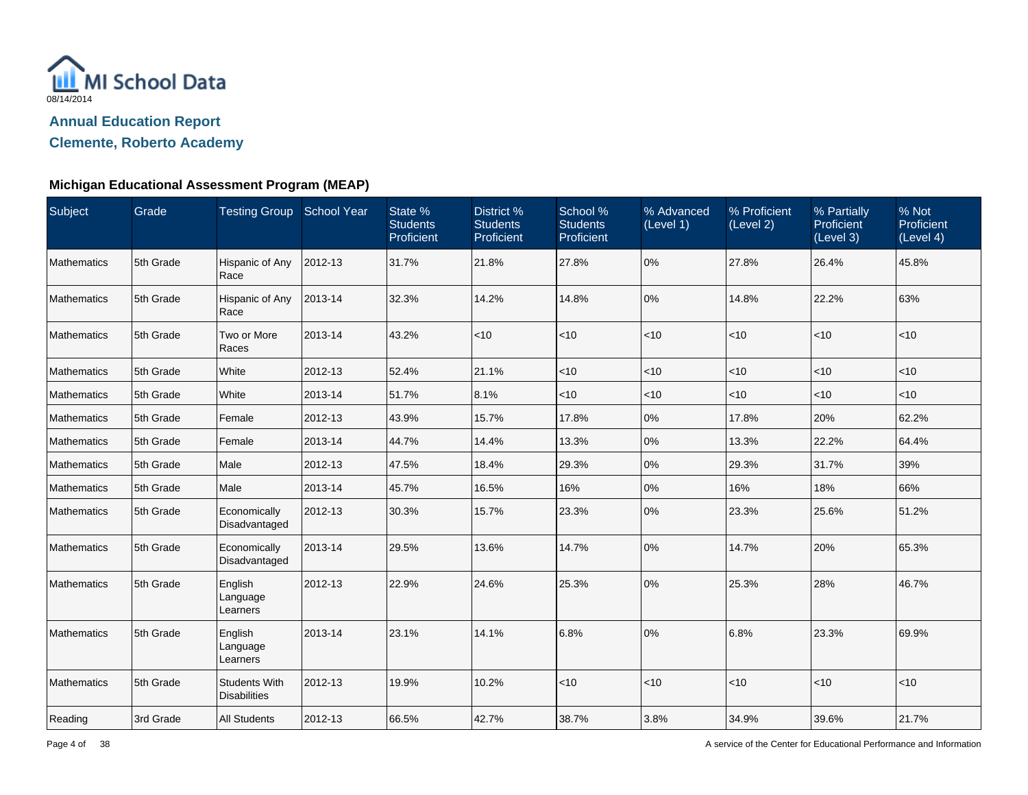MI School Data

08/14/2014

## Annual Education Report

## Clemente, Roberto Academy

### Michigan Educational Assessment Program (MEAP)

| Subject | Grade | Testing Group | School Year | State % Students Proficient | District % Students Proficient | School % Students Proficient | % Advanced (Level 1) | % Proficient (Level 2) | % Partially Proficient (Level 3) | % Not Proficient (Level 4) |
|---|---|---|---|---|---|---|---|---|---|---|
| Mathematics | 5th Grade | Hispanic of Any Race | 2012-13 | 31.7% | 21.8% | 27.8% | 0% | 27.8% | 26.4% | 45.8% |
| Mathematics | 5th Grade | Hispanic of Any Race | 2013-14 | 32.3% | 14.2% | 14.8% | 0% | 14.8% | 22.2% | 63% |
| Mathematics | 5th Grade | Two or More Races | 2013-14 | 43.2% | <10 | <10 | <10 | <10 | <10 | <10 |
| Mathematics | 5th Grade | White | 2012-13 | 52.4% | 21.1% | <10 | <10 | <10 | <10 | <10 |
| Mathematics | 5th Grade | White | 2013-14 | 51.7% | 8.1% | <10 | <10 | <10 | <10 | <10 |
| Mathematics | 5th Grade | Female | 2012-13 | 43.9% | 15.7% | 17.8% | 0% | 17.8% | 20% | 62.2% |
| Mathematics | 5th Grade | Female | 2013-14 | 44.7% | 14.4% | 13.3% | 0% | 13.3% | 22.2% | 64.4% |
| Mathematics | 5th Grade | Male | 2012-13 | 47.5% | 18.4% | 29.3% | 0% | 29.3% | 31.7% | 39% |
| Mathematics | 5th Grade | Male | 2013-14 | 45.7% | 16.5% | 16% | 0% | 16% | 18% | 66% |
| Mathematics | 5th Grade | Economically Disadvantaged | 2012-13 | 30.3% | 15.7% | 23.3% | 0% | 23.3% | 25.6% | 51.2% |
| Mathematics | 5th Grade | Economically Disadvantaged | 2013-14 | 29.5% | 13.6% | 14.7% | 0% | 14.7% | 20% | 65.3% |
| Mathematics | 5th Grade | English Language Learners | 2012-13 | 22.9% | 24.6% | 25.3% | 0% | 25.3% | 28% | 46.7% |
| Mathematics | 5th Grade | English Language Learners | 2013-14 | 23.1% | 14.1% | 6.8% | 0% | 6.8% | 23.3% | 69.9% |
| Mathematics | 5th Grade | Students With Disabilities | 2012-13 | 19.9% | 10.2% | <10 | <10 | <10 | <10 | <10 |
| Reading | 3rd Grade | All Students | 2012-13 | 66.5% | 42.7% | 38.7% | 3.8% | 34.9% | 39.6% | 21.7% |

A service of the Center for Educational Performance and Information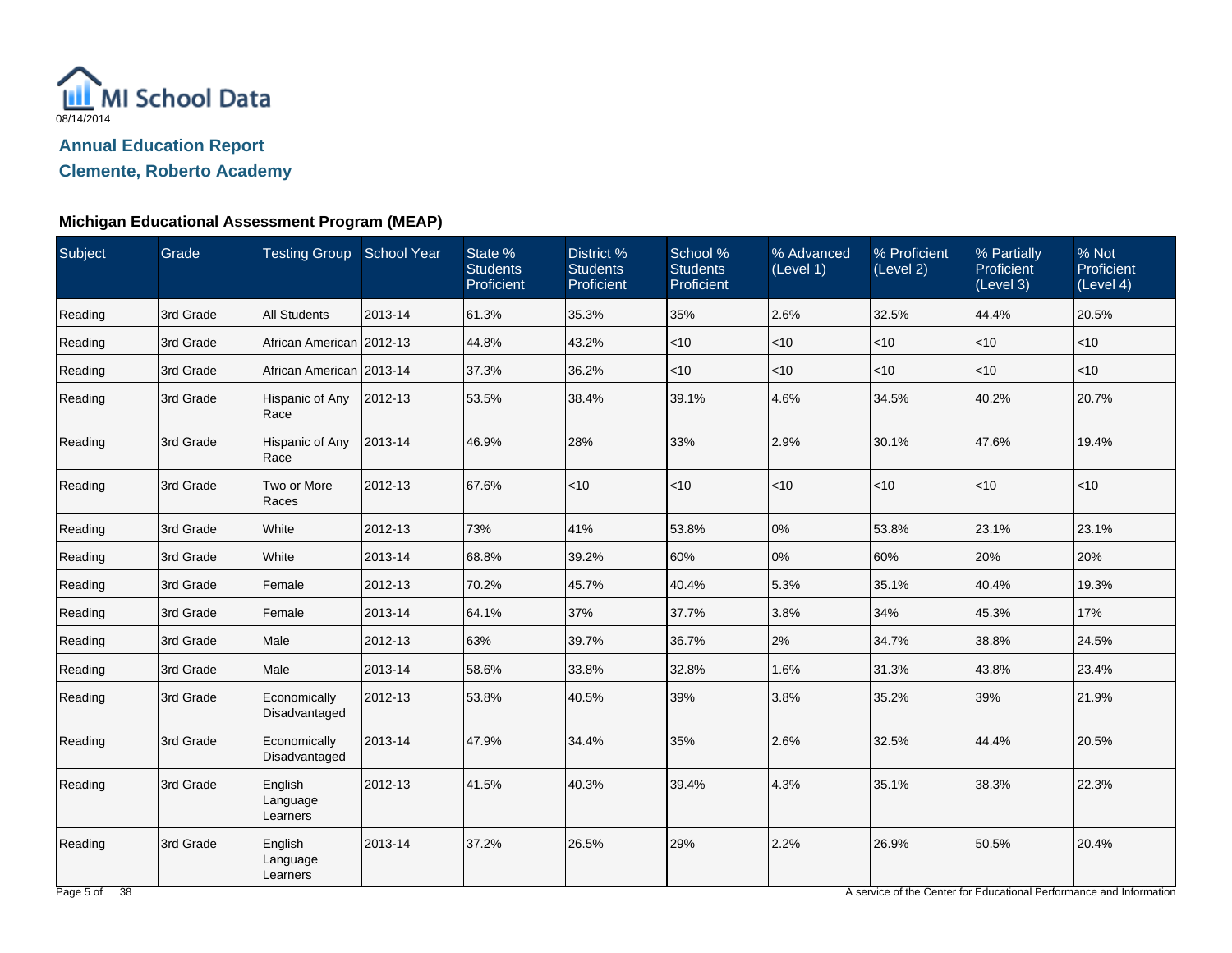MI School Data

08/14/2014

## Annual Education Report

## Clemente, Roberto Academy

### Michigan Educational Assessment Program (MEAP)

| Subject | Grade | Testing Group | School Year | State % Students Proficient | District % Students Proficient | School % Students Proficient | % Advanced (Level 1) | % Proficient (Level 2) | % Partially Proficient (Level 3) | % Not Proficient (Level 4) |
|---|---|---|---|---|---|---|---|---|---|---|
| Reading | 3rd Grade | All Students | 2013-14 | 61.3% | 35.3% | 35% | 2.6% | 32.5% | 44.4% | 20.5% |
| Reading | 3rd Grade | African American | 2012-13 | 44.8% | 43.2% | <10 | <10 | <10 | <10 | <10 |
| Reading | 3rd Grade | African American | 2013-14 | 37.3% | 36.2% | <10 | <10 | <10 | <10 | <10 |
| Reading | 3rd Grade | Hispanic of Any Race | 2012-13 | 53.5% | 38.4% | 39.1% | 4.6% | 34.5% | 40.2% | 20.7% |
| Reading | 3rd Grade | Hispanic of Any Race | 2013-14 | 46.9% | 28% | 33% | 2.9% | 30.1% | 47.6% | 19.4% |
| Reading | 3rd Grade | Two or More Races | 2012-13 | 67.6% | <10 | <10 | <10 | <10 | <10 | <10 |
| Reading | 3rd Grade | White | 2012-13 | 73% | 41% | 53.8% | 0% | 53.8% | 23.1% | 23.1% |
| Reading | 3rd Grade | White | 2013-14 | 68.8% | 39.2% | 60% | 0% | 60% | 20% | 20% |
| Reading | 3rd Grade | Female | 2012-13 | 70.2% | 45.7% | 40.4% | 5.3% | 35.1% | 40.4% | 19.3% |
| Reading | 3rd Grade | Female | 2013-14 | 64.1% | 37% | 37.7% | 3.8% | 34% | 45.3% | 17% |
| Reading | 3rd Grade | Male | 2012-13 | 63% | 39.7% | 36.7% | 2% | 34.7% | 38.8% | 24.5% |
| Reading | 3rd Grade | Male | 2013-14 | 58.6% | 33.8% | 32.8% | 1.6% | 31.3% | 43.8% | 23.4% |
| Reading | 3rd Grade | Economically Disadvantaged | 2012-13 | 53.8% | 40.5% | 39% | 3.8% | 35.2% | 39% | 21.9% |
| Reading | 3rd Grade | Economically Disadvantaged | 2013-14 | 47.9% | 34.4% | 35% | 2.6% | 32.5% | 44.4% | 20.5% |
| Reading | 3rd Grade | English Language Learners | 2012-13 | 41.5% | 40.3% | 39.4% | 4.3% | 35.1% | 38.3% | 22.3% |
| Reading | 3rd Grade | English Language Learners | 2013-14 | 37.2% | 26.5% | 29% | 2.2% | 26.9% | 50.5% | 20.4% |

A service of the Center for Educational Performance and Information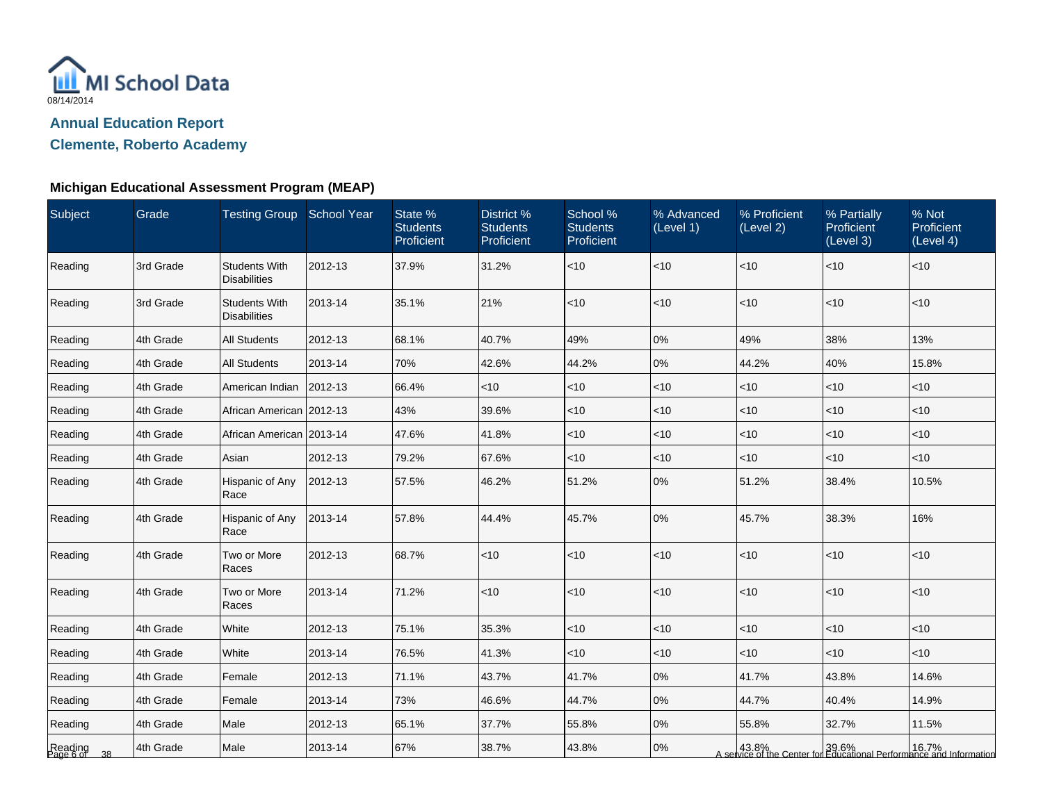MI School Data

08/14/2014

## Annual Education Report

## Clemente, Roberto Academy

### Michigan Educational Assessment Program (MEAP)

| Subject | Grade | Testing Group | School Year | State % Students Proficient | District % Students Proficient | School % Students Proficient | % Advanced (Level 1) | % Proficient (Level 2) | % Partially Proficient (Level 3) | % Not Proficient (Level 4) |
|---|---|---|---|---|---|---|---|---|---|---|
| Reading | 3rd Grade | Students With Disabilities | 2012-13 | 37.9% | 31.2% | <10 | <10 | <10 | <10 | <10 |
| Reading | 3rd Grade | Students With Disabilities | 2013-14 | 35.1% | 21% | <10 | <10 | <10 | <10 | <10 |
| Reading | 4th Grade | All Students | 2012-13 | 68.1% | 40.7% | 49% | 0% | 49% | 38% | 13% |
| Reading | 4th Grade | All Students | 2013-14 | 70% | 42.6% | 44.2% | 0% | 44.2% | 40% | 15.8% |
| Reading | 4th Grade | American Indian | 2012-13 | 66.4% | <10 | <10 | <10 | <10 | <10 | <10 |
| Reading | 4th Grade | African American | 2012-13 | 43% | 39.6% | <10 | <10 | <10 | <10 | <10 |
| Reading | 4th Grade | African American | 2013-14 | 47.6% | 41.8% | <10 | <10 | <10 | <10 | <10 |
| Reading | 4th Grade | Asian | 2012-13 | 79.2% | 67.6% | <10 | <10 | <10 | <10 | <10 |
| Reading | 4th Grade | Hispanic of Any Race | 2012-13 | 57.5% | 46.2% | 51.2% | 0% | 51.2% | 38.4% | 10.5% |
| Reading | 4th Grade | Hispanic of Any Race | 2013-14 | 57.8% | 44.4% | 45.7% | 0% | 45.7% | 38.3% | 16% |
| Reading | 4th Grade | Two or More Races | 2012-13 | 68.7% | <10 | <10 | <10 | <10 | <10 | <10 |
| Reading | 4th Grade | Two or More Races | 2013-14 | 71.2% | <10 | <10 | <10 | <10 | <10 | <10 |
| Reading | 4th Grade | White | 2012-13 | 75.1% | 35.3% | <10 | <10 | <10 | <10 | <10 |
| Reading | 4th Grade | White | 2013-14 | 76.5% | 41.3% | <10 | <10 | <10 | <10 | <10 |
| Reading | 4th Grade | Female | 2012-13 | 71.1% | 43.7% | 41.7% | 0% | 41.7% | 43.8% | 14.6% |
| Reading | 4th Grade | Female | 2013-14 | 73% | 46.6% | 44.7% | 0% | 44.7% | 40.4% | 14.9% |
| Reading | 4th Grade | Male | 2012-13 | 65.1% | 37.7% | 55.8% | 0% | 55.8% | 32.7% | 11.5% |
| Reading | 4th Grade | Male | 2013-14 | 67% | 38.7% | 43.8% | 0% | 43.8% | 39.6% | 16.7% |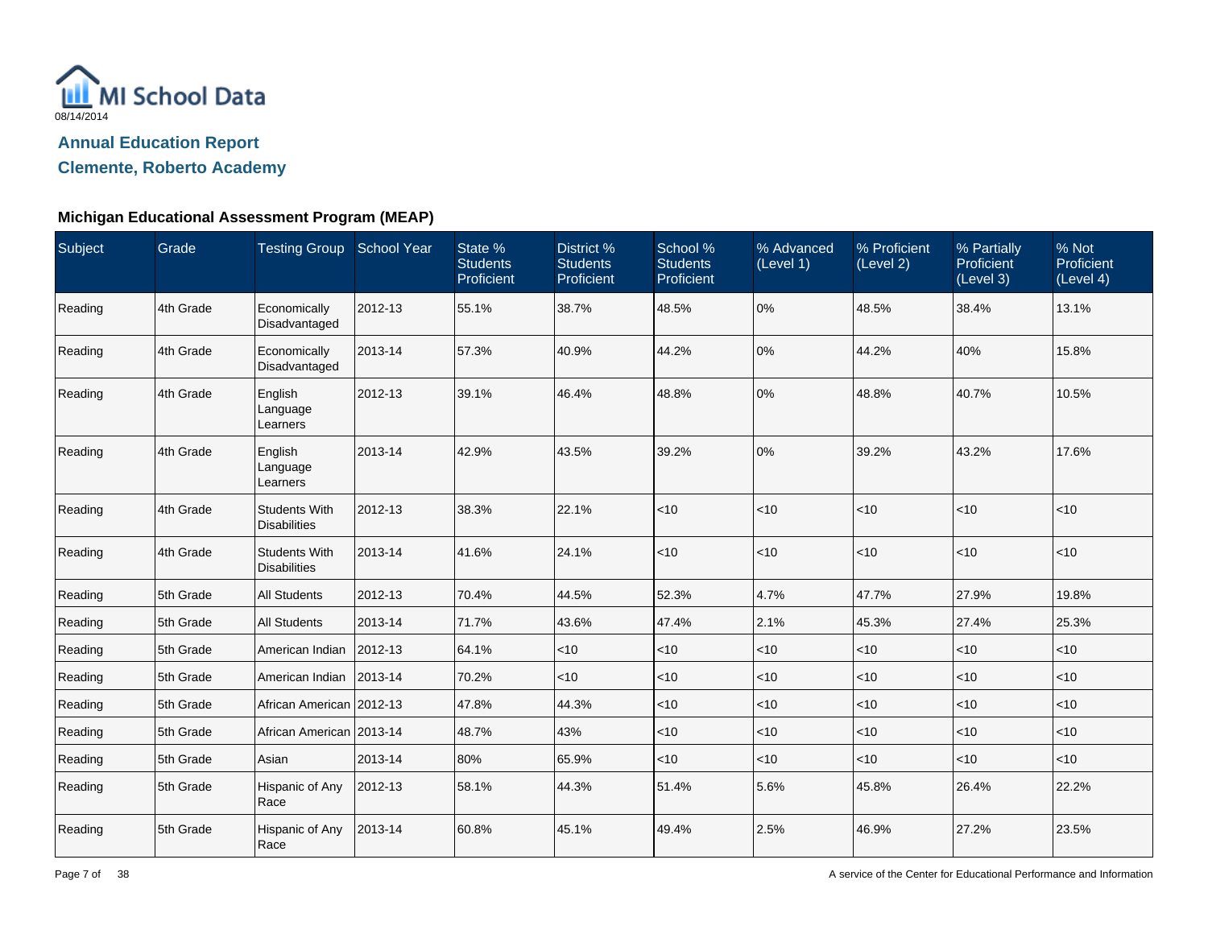MI School Data

08/14/2014

## Annual Education Report

## Clemente, Roberto Academy

### Michigan Educational Assessment Program (MEAP)

| Subject | Grade | Testing Group | School Year | State % Students Proficient | District % Students Proficient | School % Students Proficient | % Advanced (Level 1) | % Proficient (Level 2) | % Partially Proficient (Level 3) | % Not Proficient (Level 4) |
|---|---|---|---|---|---|---|---|---|---|---|
| Reading | 4th Grade | Economically Disadvantaged | 2012-13 | 55.1% | 38.7% | 48.5% | 0% | 48.5% | 38.4% | 13.1% |
| Reading | 4th Grade | Economically Disadvantaged | 2013-14 | 57.3% | 40.9% | 44.2% | 0% | 44.2% | 40% | 15.8% |
| Reading | 4th Grade | English Language Learners | 2012-13 | 39.1% | 46.4% | 48.8% | 0% | 48.8% | 40.7% | 10.5% |
| Reading | 4th Grade | English Language Learners | 2013-14 | 42.9% | 43.5% | 39.2% | 0% | 39.2% | 43.2% | 17.6% |
| Reading | 4th Grade | Students With Disabilities | 2012-13 | 38.3% | 22.1% | <10 | <10 | <10 | <10 | <10 |
| Reading | 4th Grade | Students With Disabilities | 2013-14 | 41.6% | 24.1% | <10 | <10 | <10 | <10 | <10 |
| Reading | 5th Grade | All Students | 2012-13 | 70.4% | 44.5% | 52.3% | 4.7% | 47.7% | 27.9% | 19.8% |
| Reading | 5th Grade | All Students | 2013-14 | 71.7% | 43.6% | 47.4% | 2.1% | 45.3% | 27.4% | 25.3% |
| Reading | 5th Grade | American Indian | 2012-13 | 64.1% | <10 | <10 | <10 | <10 | <10 | <10 |
| Reading | 5th Grade | American Indian | 2013-14 | 70.2% | <10 | <10 | <10 | <10 | <10 | <10 |
| Reading | 5th Grade | African American | 2012-13 | 47.8% | 44.3% | <10 | <10 | <10 | <10 | <10 |
| Reading | 5th Grade | African American | 2013-14 | 48.7% | 43% | <10 | <10 | <10 | <10 | <10 |
| Reading | 5th Grade | Asian | 2013-14 | 80% | 65.9% | <10 | <10 | <10 | <10 | <10 |
| Reading | 5th Grade | Hispanic of Any Race | 2012-13 | 58.1% | 44.3% | 51.4% | 5.6% | 45.8% | 26.4% | 22.2% |
| Reading | 5th Grade | Hispanic of Any Race | 2013-14 | 60.8% | 45.1% | 49.4% | 2.5% | 46.9% | 27.2% | 23.5% |

A service of the Center for Educational Performance and Information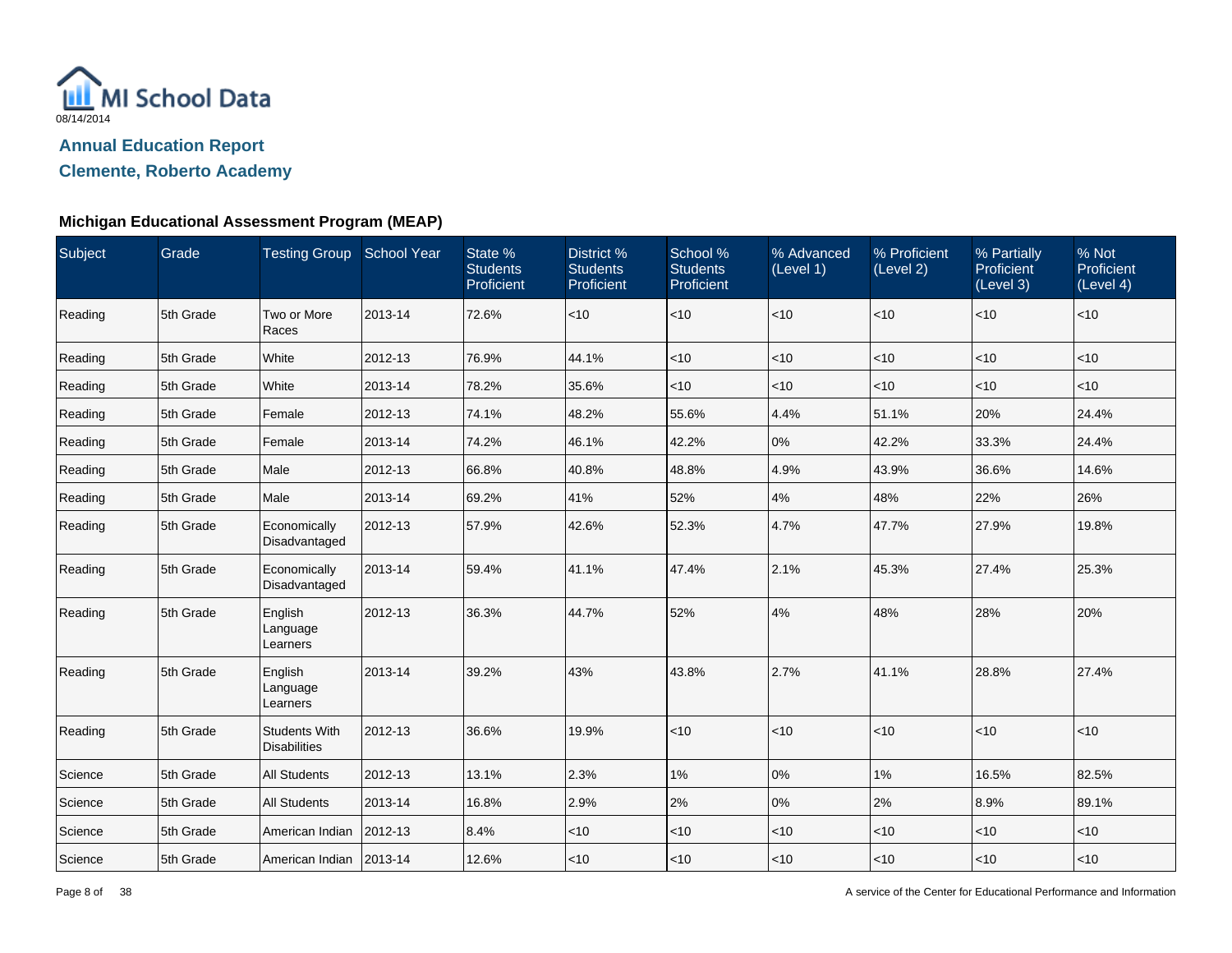MI School Data
08/14/2014

## Annual Education Report

## Clemente, Roberto Academy

### Michigan Educational Assessment Program (MEAP)

| Subject | Grade | Testing Group | School Year | State % Students Proficient | District % Students Proficient | School % Students Proficient | % Advanced (Level 1) | % Proficient (Level 2) | % Partially Proficient (Level 3) | % Not Proficient (Level 4) |
|---|---|---|---|---|---|---|---|---|---|---|
| Reading | 5th Grade | Two or More Races | 2013-14 | 72.6% | <10 | <10 | <10 | <10 | <10 | <10 |
| Reading | 5th Grade | White | 2012-13 | 76.9% | 44.1% | <10 | <10 | <10 | <10 | <10 |
| Reading | 5th Grade | White | 2013-14 | 78.2% | 35.6% | <10 | <10 | <10 | <10 | <10 |
| Reading | 5th Grade | Female | 2012-13 | 74.1% | 48.2% | 55.6% | 4.4% | 51.1% | 20% | 24.4% |
| Reading | 5th Grade | Female | 2013-14 | 74.2% | 46.1% | 42.2% | 0% | 42.2% | 33.3% | 24.4% |
| Reading | 5th Grade | Male | 2012-13 | 66.8% | 40.8% | 48.8% | 4.9% | 43.9% | 36.6% | 14.6% |
| Reading | 5th Grade | Male | 2013-14 | 69.2% | 41% | 52% | 4% | 48% | 22% | 26% |
| Reading | 5th Grade | Economically Disadvantaged | 2012-13 | 57.9% | 42.6% | 52.3% | 4.7% | 47.7% | 27.9% | 19.8% |
| Reading | 5th Grade | Economically Disadvantaged | 2013-14 | 59.4% | 41.1% | 47.4% | 2.1% | 45.3% | 27.4% | 25.3% |
| Reading | 5th Grade | English Language Learners | 2012-13 | 36.3% | 44.7% | 52% | 4% | 48% | 28% | 20% |
| Reading | 5th Grade | English Language Learners | 2013-14 | 39.2% | 43% | 43.8% | 2.7% | 41.1% | 28.8% | 27.4% |
| Reading | 5th Grade | Students With Disabilities | 2012-13 | 36.6% | 19.9% | <10 | <10 | <10 | <10 | <10 |
| Science | 5th Grade | All Students | 2012-13 | 13.1% | 2.3% | 1% | 0% | 1% | 16.5% | 82.5% |
| Science | 5th Grade | All Students | 2013-14 | 16.8% | 2.9% | 2% | 0% | 2% | 8.9% | 89.1% |
| Science | 5th Grade | American Indian | 2012-13 | 8.4% | <10 | <10 | <10 | <10 | <10 | <10 |
| Science | 5th Grade | American Indian | 2013-14 | 12.6% | <10 | <10 | <10 | <10 | <10 | <10 |

A service of the Center for Educational Performance and Information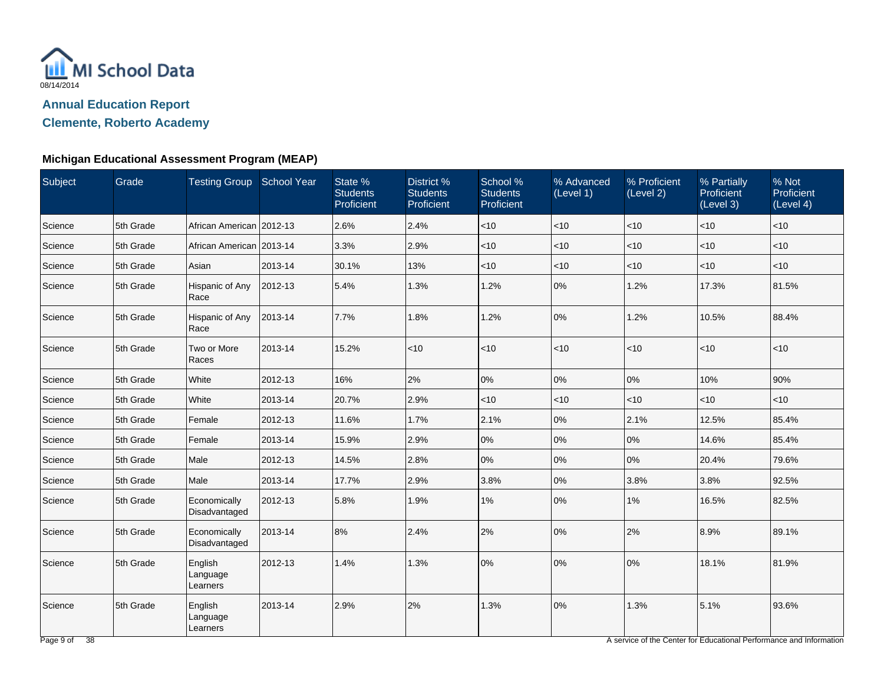MI School Data

08/14/2014

## Annual Education Report

## Clemente, Roberto Academy

### Michigan Educational Assessment Program (MEAP)

| Subject | Grade | Testing Group | School Year | State % Students Proficient | District % Students Proficient | School % Students Proficient | % Advanced (Level 1) | % Proficient (Level 2) | % Partially Proficient (Level 3) | % Not Proficient (Level 4) |
|---|---|---|---|---|---|---|---|---|---|---|
| Science | 5th Grade | African American | 2012-13 | 2.6% | 2.4% | <10 | <10 | <10 | <10 | <10 |
| Science | 5th Grade | African American | 2013-14 | 3.3% | 2.9% | <10 | <10 | <10 | <10 | <10 |
| Science | 5th Grade | Asian | 2013-14 | 30.1% | 13% | <10 | <10 | <10 | <10 | <10 |
| Science | 5th Grade | Hispanic of Any Race | 2012-13 | 5.4% | 1.3% | 1.2% | 0% | 1.2% | 17.3% | 81.5% |
| Science | 5th Grade | Hispanic of Any Race | 2013-14 | 7.7% | 1.8% | 1.2% | 0% | 1.2% | 10.5% | 88.4% |
| Science | 5th Grade | Two or More Races | 2013-14 | 15.2% | <10 | <10 | <10 | <10 | <10 | <10 |
| Science | 5th Grade | White | 2012-13 | 16% | 2% | 0% | 0% | 0% | 10% | 90% |
| Science | 5th Grade | White | 2013-14 | 20.7% | 2.9% | <10 | <10 | <10 | <10 | <10 |
| Science | 5th Grade | Female | 2012-13 | 11.6% | 1.7% | 2.1% | 0% | 2.1% | 12.5% | 85.4% |
| Science | 5th Grade | Female | 2013-14 | 15.9% | 2.9% | 0% | 0% | 0% | 14.6% | 85.4% |
| Science | 5th Grade | Male | 2012-13 | 14.5% | 2.8% | 0% | 0% | 0% | 20.4% | 79.6% |
| Science | 5th Grade | Male | 2013-14 | 17.7% | 2.9% | 3.8% | 0% | 3.8% | 3.8% | 92.5% |
| Science | 5th Grade | Economically Disadvantaged | 2012-13 | 5.8% | 1.9% | 1% | 0% | 1% | 16.5% | 82.5% |
| Science | 5th Grade | Economically Disadvantaged | 2013-14 | 8% | 2.4% | 2% | 0% | 2% | 8.9% | 89.1% |
| Science | 5th Grade | English Language Learners | 2012-13 | 1.4% | 1.3% | 0% | 0% | 0% | 18.1% | 81.9% |
| Science | 5th Grade | English Language Learners | 2013-14 | 2.9% | 2% | 1.3% | 0% | 1.3% | 5.1% | 93.6% |

A service of the Center for Educational Performance and Information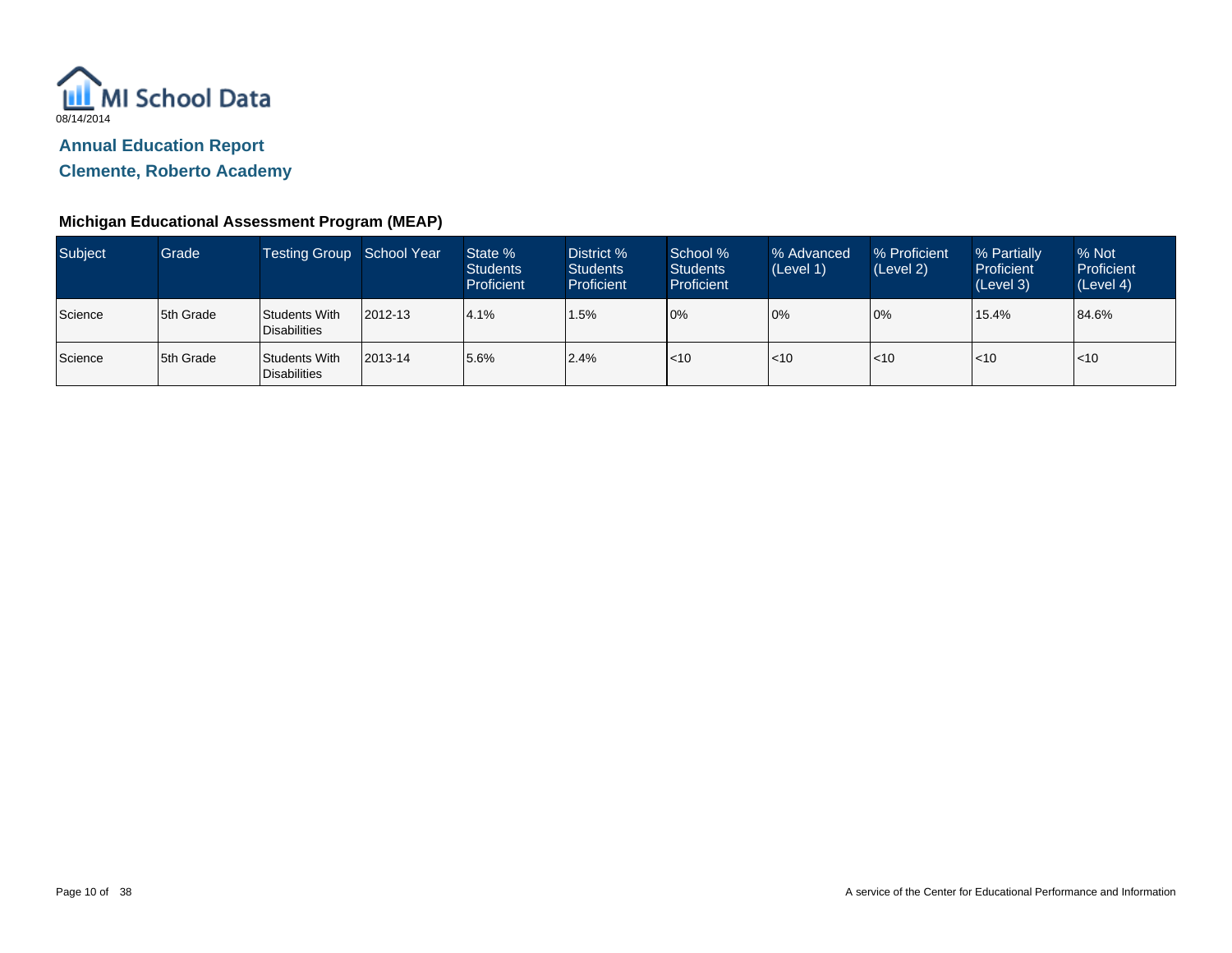MI School Data

08/14/2014

## Annual Education Report

## Clemente, Roberto Academy

### Michigan Educational Assessment Program (MEAP)

| Subject | Grade | Testing Group | School Year | State % Students Proficient | District % Students Proficient | School % Students Proficient | % Advanced (Level 1) | % Proficient (Level 2) | % Partially Proficient (Level 3) | % Not Proficient (Level 4) |
|---|---|---|---|---|---|---|---|---|---|---|
| Science | 5th Grade | Students With Disabilities | 2012-13 | 4.1% | 1.5% | 0% | 0% | 0% | 15.4% | 84.6% |
| Science | 5th Grade | Students With Disabilities | 2013-14 | 5.6% | 2.4% | <10 | <10 | <10 | <10 | <10 |

A service of the Center for Educational Performance and Information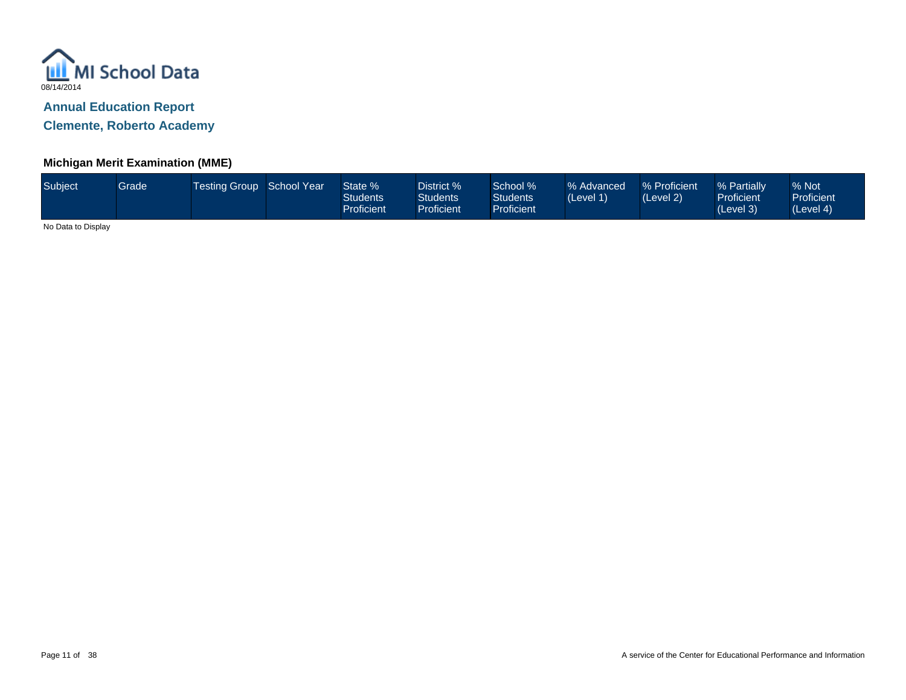MI School Data

08/14/2014

## Annual Education Report

## Clemente, Roberto Academy

### Michigan Merit Examination (MME)

| Subject | Grade | Testing Group | School Year | State % Students Proficient | District % Students Proficient | School % Students Proficient | % Advanced (Level 1) | % Proficient (Level 2) | % Partially Proficient (Level 3) | % Not Proficient (Level 4) |
|---|---|---|---|---|---|---|---|---|---|---|

No Data to Display

A service of the Center for Educational Performance and Information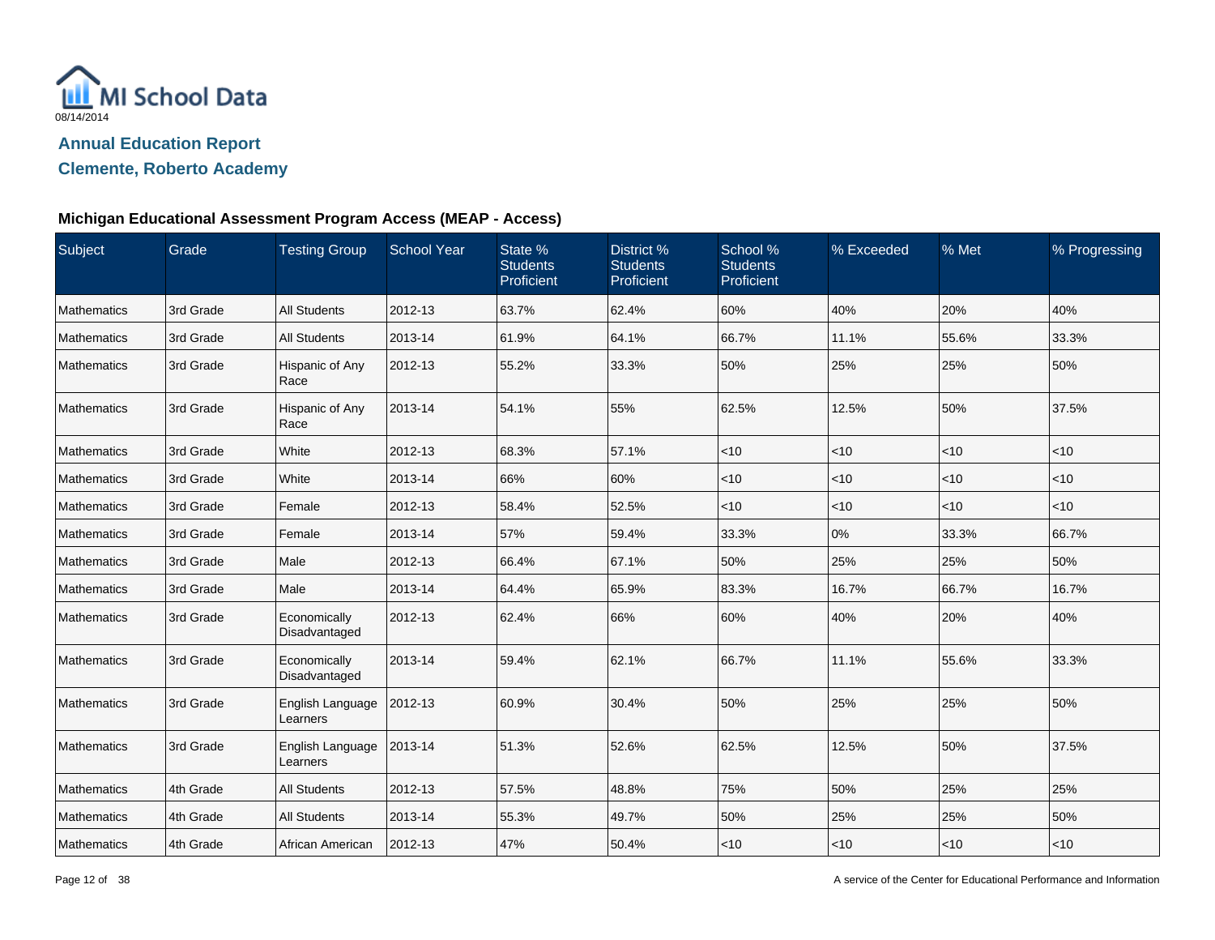MI School Data

08/14/2014

## Annual Education Report

## Clemente, Roberto Academy

### Michigan Educational Assessment Program Access (MEAP - Access)

| Subject | Grade | Testing Group | School Year | State % Students Proficient | District % Students Proficient | School % Students Proficient | % Exceeded | % Met | % Progressing |
|---|---|---|---|---|---|---|---|---|---|
| Mathematics | 3rd Grade | All Students | 2012-13 | 63.7% | 62.4% | 60% | 40% | 20% | 40% |
| Mathematics | 3rd Grade | All Students | 2013-14 | 61.9% | 64.1% | 66.7% | 11.1% | 55.6% | 33.3% |
| Mathematics | 3rd Grade | Hispanic of Any Race | 2012-13 | 55.2% | 33.3% | 50% | 25% | 25% | 50% |
| Mathematics | 3rd Grade | Hispanic of Any Race | 2013-14 | 54.1% | 55% | 62.5% | 12.5% | 50% | 37.5% |
| Mathematics | 3rd Grade | White | 2012-13 | 68.3% | 57.1% | <10 | <10 | <10 | <10 |
| Mathematics | 3rd Grade | White | 2013-14 | 66% | 60% | <10 | <10 | <10 | <10 |
| Mathematics | 3rd Grade | Female | 2012-13 | 58.4% | 52.5% | <10 | <10 | <10 | <10 |
| Mathematics | 3rd Grade | Female | 2013-14 | 57% | 59.4% | 33.3% | 0% | 33.3% | 66.7% |
| Mathematics | 3rd Grade | Male | 2012-13 | 66.4% | 67.1% | 50% | 25% | 25% | 50% |
| Mathematics | 3rd Grade | Male | 2013-14 | 64.4% | 65.9% | 83.3% | 16.7% | 66.7% | 16.7% |
| Mathematics | 3rd Grade | Economically Disadvantaged | 2012-13 | 62.4% | 66% | 60% | 40% | 20% | 40% |
| Mathematics | 3rd Grade | Economically Disadvantaged | 2013-14 | 59.4% | 62.1% | 66.7% | 11.1% | 55.6% | 33.3% |
| Mathematics | 3rd Grade | English Language Learners | 2012-13 | 60.9% | 30.4% | 50% | 25% | 25% | 50% |
| Mathematics | 3rd Grade | English Language Learners | 2013-14 | 51.3% | 52.6% | 62.5% | 12.5% | 50% | 37.5% |
| Mathematics | 4th Grade | All Students | 2012-13 | 57.5% | 48.8% | 75% | 50% | 25% | 25% |
| Mathematics | 4th Grade | All Students | 2013-14 | 55.3% | 49.7% | 50% | 25% | 25% | 50% |
| Mathematics | 4th Grade | African American | 2012-13 | 47% | 50.4% | <10 | <10 | <10 | <10 |

A service of the Center for Educational Performance and Information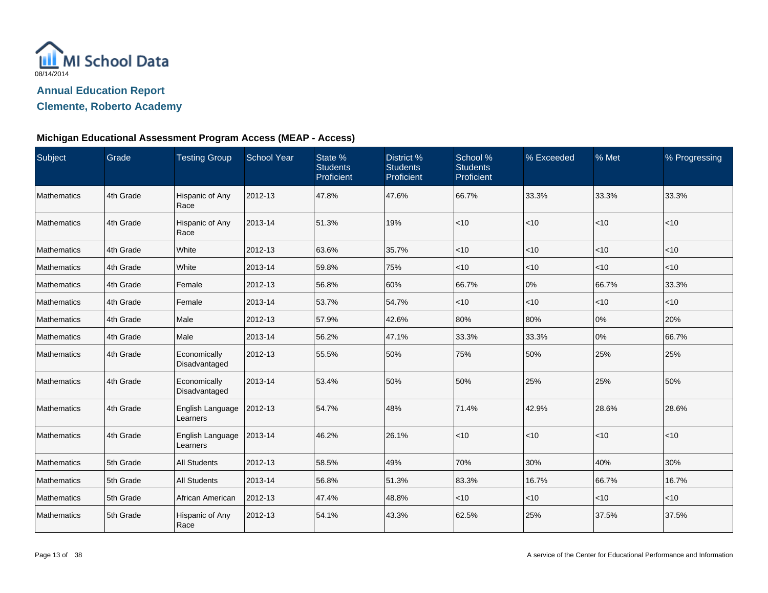MI School Data
08/14/2014

## Annual Education Report

## Clemente, Roberto Academy

### Michigan Educational Assessment Program Access (MEAP - Access)

| Subject | Grade | Testing Group | School Year | State % Students Proficient | District % Students Proficient | School % Students Proficient | % Exceeded | % Met | % Progressing |
|---|---|---|---|---|---|---|---|---|---|
| Mathematics | 4th Grade | Hispanic of Any Race | 2012-13 | 47.8% | 47.6% | 66.7% | 33.3% | 33.3% | 33.3% |
| Mathematics | 4th Grade | Hispanic of Any Race | 2013-14 | 51.3% | 19% | <10 | <10 | <10 | <10 |
| Mathematics | 4th Grade | White | 2012-13 | 63.6% | 35.7% | <10 | <10 | <10 | <10 |
| Mathematics | 4th Grade | White | 2013-14 | 59.8% | 75% | <10 | <10 | <10 | <10 |
| Mathematics | 4th Grade | Female | 2012-13 | 56.8% | 60% | 66.7% | 0% | 66.7% | 33.3% |
| Mathematics | 4th Grade | Female | 2013-14 | 53.7% | 54.7% | <10 | <10 | <10 | <10 |
| Mathematics | 4th Grade | Male | 2012-13 | 57.9% | 42.6% | 80% | 80% | 0% | 20% |
| Mathematics | 4th Grade | Male | 2013-14 | 56.2% | 47.1% | 33.3% | 33.3% | 0% | 66.7% |
| Mathematics | 4th Grade | Economically Disadvantaged | 2012-13 | 55.5% | 50% | 75% | 50% | 25% | 25% |
| Mathematics | 4th Grade | Economically Disadvantaged | 2013-14 | 53.4% | 50% | 50% | 25% | 25% | 50% |
| Mathematics | 4th Grade | English Language Learners | 2012-13 | 54.7% | 48% | 71.4% | 42.9% | 28.6% | 28.6% |
| Mathematics | 4th Grade | English Language Learners | 2013-14 | 46.2% | 26.1% | <10 | <10 | <10 | <10 |
| Mathematics | 5th Grade | All Students | 2012-13 | 58.5% | 49% | 70% | 30% | 40% | 30% |
| Mathematics | 5th Grade | All Students | 2013-14 | 56.8% | 51.3% | 83.3% | 16.7% | 66.7% | 16.7% |
| Mathematics | 5th Grade | African American | 2012-13 | 47.4% | 48.8% | <10 | <10 | <10 | <10 |
| Mathematics | 5th Grade | Hispanic of Any Race | 2012-13 | 54.1% | 43.3% | 62.5% | 25% | 37.5% | 37.5% |

A service of the Center for Educational Performance and Information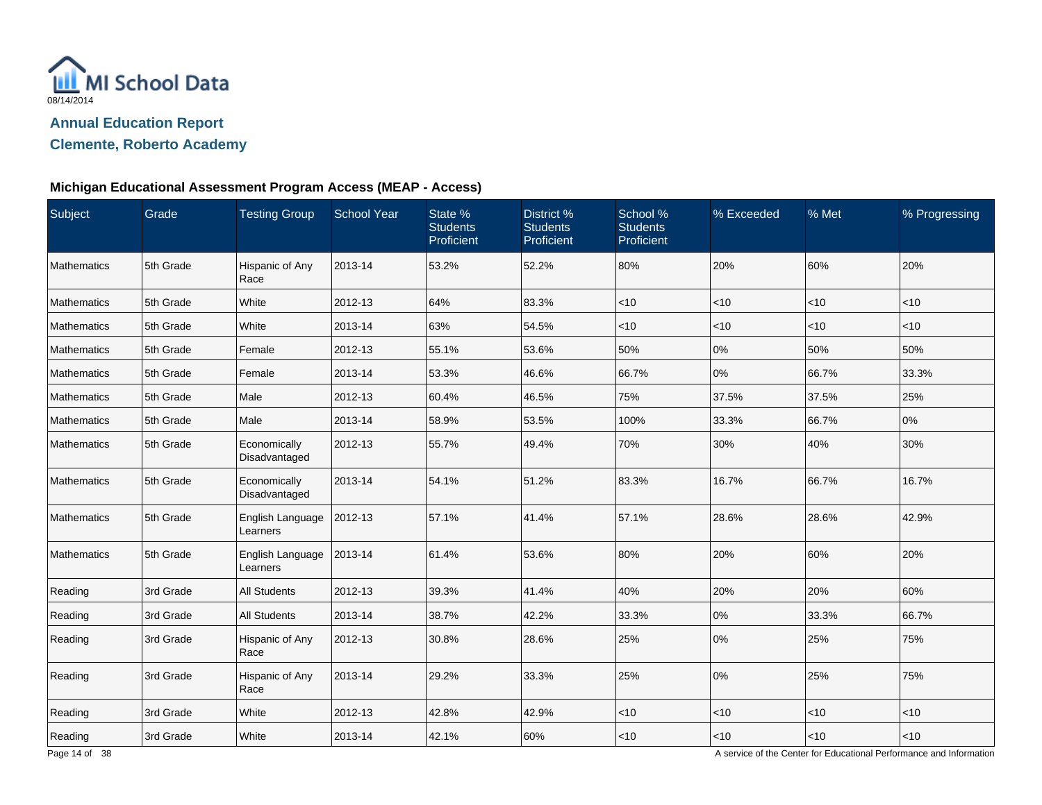MI School Data

08/14/2014

## Annual Education Report

## Clemente, Roberto Academy

### Michigan Educational Assessment Program Access (MEAP - Access)

| Subject | Grade | Testing Group | School Year | State % Students Proficient | District % Students Proficient | School % Students Proficient | % Exceeded | % Met | % Progressing |
|---|---|---|---|---|---|---|---|---|---|
| Mathematics | 5th Grade | Hispanic of Any Race | 2013-14 | 53.2% | 52.2% | 80% | 20% | 60% | 20% |
| Mathematics | 5th Grade | White | 2012-13 | 64% | 83.3% | <10 | <10 | <10 | <10 |
| Mathematics | 5th Grade | White | 2013-14 | 63% | 54.5% | <10 | <10 | <10 | <10 |
| Mathematics | 5th Grade | Female | 2012-13 | 55.1% | 53.6% | 50% | 0% | 50% | 50% |
| Mathematics | 5th Grade | Female | 2013-14 | 53.3% | 46.6% | 66.7% | 0% | 66.7% | 33.3% |
| Mathematics | 5th Grade | Male | 2012-13 | 60.4% | 46.5% | 75% | 37.5% | 37.5% | 25% |
| Mathematics | 5th Grade | Male | 2013-14 | 58.9% | 53.5% | 100% | 33.3% | 66.7% | 0% |
| Mathematics | 5th Grade | Economically Disadvantaged | 2012-13 | 55.7% | 49.4% | 70% | 30% | 40% | 30% |
| Mathematics | 5th Grade | Economically Disadvantaged | 2013-14 | 54.1% | 51.2% | 83.3% | 16.7% | 66.7% | 16.7% |
| Mathematics | 5th Grade | English Language Learners | 2012-13 | 57.1% | 41.4% | 57.1% | 28.6% | 28.6% | 42.9% |
| Mathematics | 5th Grade | English Language Learners | 2013-14 | 61.4% | 53.6% | 80% | 20% | 60% | 20% |
| Reading | 3rd Grade | All Students | 2012-13 | 39.3% | 41.4% | 40% | 20% | 20% | 60% |
| Reading | 3rd Grade | All Students | 2013-14 | 38.7% | 42.2% | 33.3% | 0% | 33.3% | 66.7% |
| Reading | 3rd Grade | Hispanic of Any Race | 2012-13 | 30.8% | 28.6% | 25% | 0% | 25% | 75% |
| Reading | 3rd Grade | Hispanic of Any Race | 2013-14 | 29.2% | 33.3% | 25% | 0% | 25% | 75% |
| Reading | 3rd Grade | White | 2012-13 | 42.8% | 42.9% | <10 | <10 | <10 | <10 |
| Reading | 3rd Grade | White | 2013-14 | 42.1% | 60% | <10 | <10 | <10 | <10 |

A service of the Center for Educational Performance and Information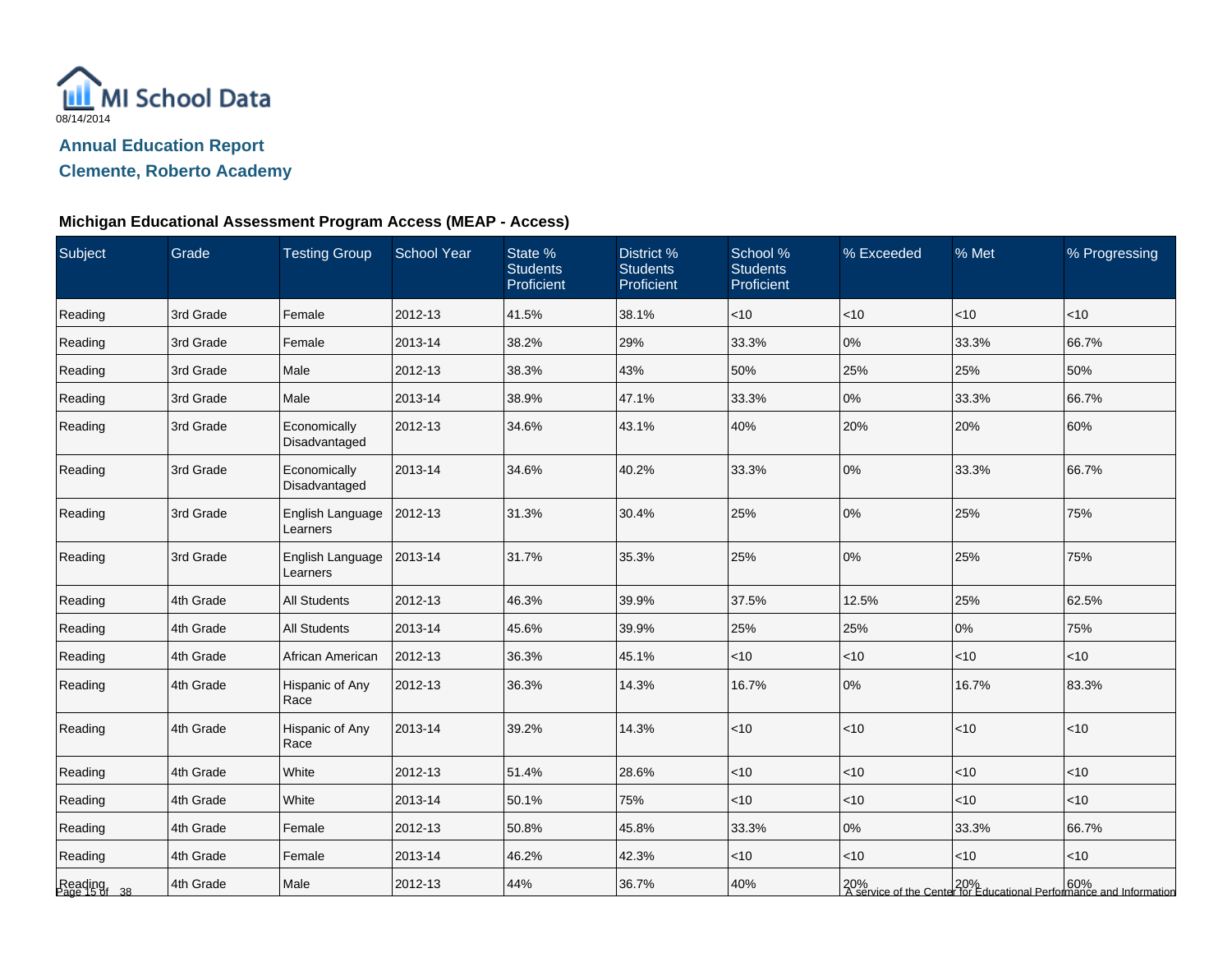MI School Data

08/14/2014

## Annual Education Report

## Clemente, Roberto Academy

### Michigan Educational Assessment Program Access (MEAP - Access)

| Subject | Grade | Testing Group | School Year | State % Students Proficient | District % Students Proficient | School % Students Proficient | % Exceeded | % Met | % Progressing |
|---|---|---|---|---|---|---|---|---|---|
| Reading | 3rd Grade | Female | 2012-13 | 41.5% | 38.1% | <10 | <10 | <10 | <10 |
| Reading | 3rd Grade | Female | 2013-14 | 38.2% | 29% | 33.3% | 0% | 33.3% | 66.7% |
| Reading | 3rd Grade | Male | 2012-13 | 38.3% | 43% | 50% | 25% | 25% | 50% |
| Reading | 3rd Grade | Male | 2013-14 | 38.9% | 47.1% | 33.3% | 0% | 33.3% | 66.7% |
| Reading | 3rd Grade | Economically Disadvantaged | 2012-13 | 34.6% | 43.1% | 40% | 20% | 20% | 60% |
| Reading | 3rd Grade | Economically Disadvantaged | 2013-14 | 34.6% | 40.2% | 33.3% | 0% | 33.3% | 66.7% |
| Reading | 3rd Grade | English Language Learners | 2012-13 | 31.3% | 30.4% | 25% | 0% | 25% | 75% |
| Reading | 3rd Grade | English Language Learners | 2013-14 | 31.7% | 35.3% | 25% | 0% | 25% | 75% |
| Reading | 4th Grade | All Students | 2012-13 | 46.3% | 39.9% | 37.5% | 12.5% | 25% | 62.5% |
| Reading | 4th Grade | All Students | 2013-14 | 45.6% | 39.9% | 25% | 25% | 0% | 75% |
| Reading | 4th Grade | African American | 2012-13 | 36.3% | 45.1% | <10 | <10 | <10 | <10 |
| Reading | 4th Grade | Hispanic of Any Race | 2012-13 | 36.3% | 14.3% | 16.7% | 0% | 16.7% | 83.3% |
| Reading | 4th Grade | Hispanic of Any Race | 2013-14 | 39.2% | 14.3% | <10 | <10 | <10 | <10 |
| Reading | 4th Grade | White | 2012-13 | 51.4% | 28.6% | <10 | <10 | <10 | <10 |
| Reading | 4th Grade | White | 2013-14 | 50.1% | 75% | <10 | <10 | <10 | <10 |
| Reading | 4th Grade | Female | 2012-13 | 50.8% | 45.8% | 33.3% | 0% | 33.3% | 66.7% |
| Reading | 4th Grade | Female | 2013-14 | 46.2% | 42.3% | <10 | <10 | <10 | <10 |
| Reading | 4th Grade | Male | 2012-13 | 44% | 36.7% | 40% | 20% | 20% | 60% |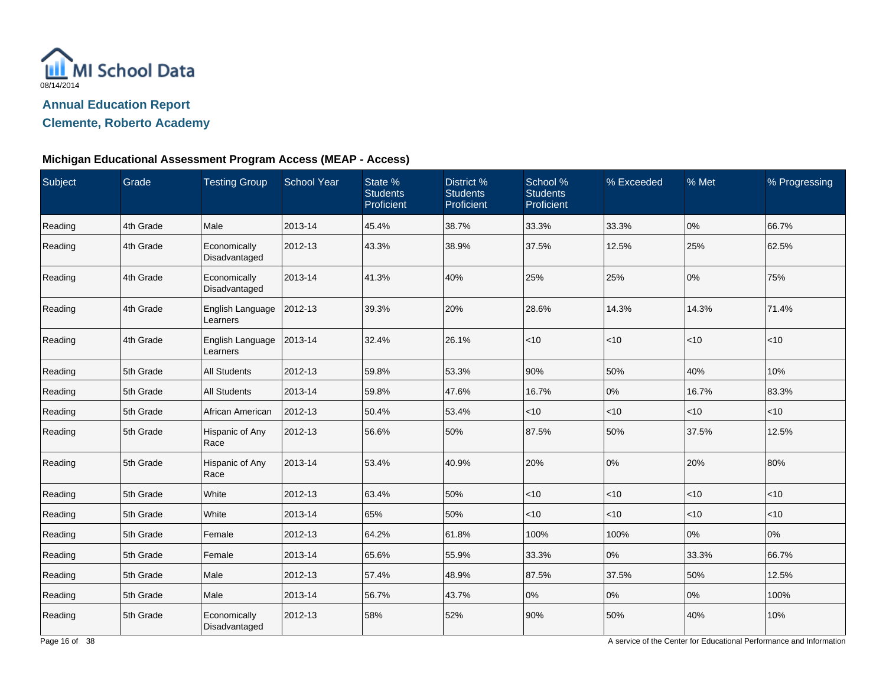MI School Data

08/14/2014

## Annual Education Report

## Clemente, Roberto Academy

### Michigan Educational Assessment Program Access (MEAP - Access)

| Subject | Grade | Testing Group | School Year | State % Students Proficient | District % Students Proficient | School % Students Proficient | % Exceeded | % Met | % Progressing |
|---|---|---|---|---|---|---|---|---|---|
| Reading | 4th Grade | Male | 2013-14 | 45.4% | 38.7% | 33.3% | 33.3% | 0% | 66.7% |
| Reading | 4th Grade | Economically Disadvantaged | 2012-13 | 43.3% | 38.9% | 37.5% | 12.5% | 25% | 62.5% |
| Reading | 4th Grade | Economically Disadvantaged | 2013-14 | 41.3% | 40% | 25% | 25% | 0% | 75% |
| Reading | 4th Grade | English Language Learners | 2012-13 | 39.3% | 20% | 28.6% | 14.3% | 14.3% | 71.4% |
| Reading | 4th Grade | English Language Learners | 2013-14 | 32.4% | 26.1% | <10 | <10 | <10 | <10 |
| Reading | 5th Grade | All Students | 2012-13 | 59.8% | 53.3% | 90% | 50% | 40% | 10% |
| Reading | 5th Grade | All Students | 2013-14 | 59.8% | 47.6% | 16.7% | 0% | 16.7% | 83.3% |
| Reading | 5th Grade | African American | 2012-13 | 50.4% | 53.4% | <10 | <10 | <10 | <10 |
| Reading | 5th Grade | Hispanic of Any Race | 2012-13 | 56.6% | 50% | 87.5% | 50% | 37.5% | 12.5% |
| Reading | 5th Grade | Hispanic of Any Race | 2013-14 | 53.4% | 40.9% | 20% | 0% | 20% | 80% |
| Reading | 5th Grade | White | 2012-13 | 63.4% | 50% | <10 | <10 | <10 | <10 |
| Reading | 5th Grade | White | 2013-14 | 65% | 50% | <10 | <10 | <10 | <10 |
| Reading | 5th Grade | Female | 2012-13 | 64.2% | 61.8% | 100% | 100% | 0% | 0% |
| Reading | 5th Grade | Female | 2013-14 | 65.6% | 55.9% | 33.3% | 0% | 33.3% | 66.7% |
| Reading | 5th Grade | Male | 2012-13 | 57.4% | 48.9% | 87.5% | 37.5% | 50% | 12.5% |
| Reading | 5th Grade | Male | 2013-14 | 56.7% | 43.7% | 0% | 0% | 0% | 100% |
| Reading | 5th Grade | Economically Disadvantaged | 2012-13 | 58% | 52% | 90% | 50% | 40% | 10% |

A service of the Center for Educational Performance and Information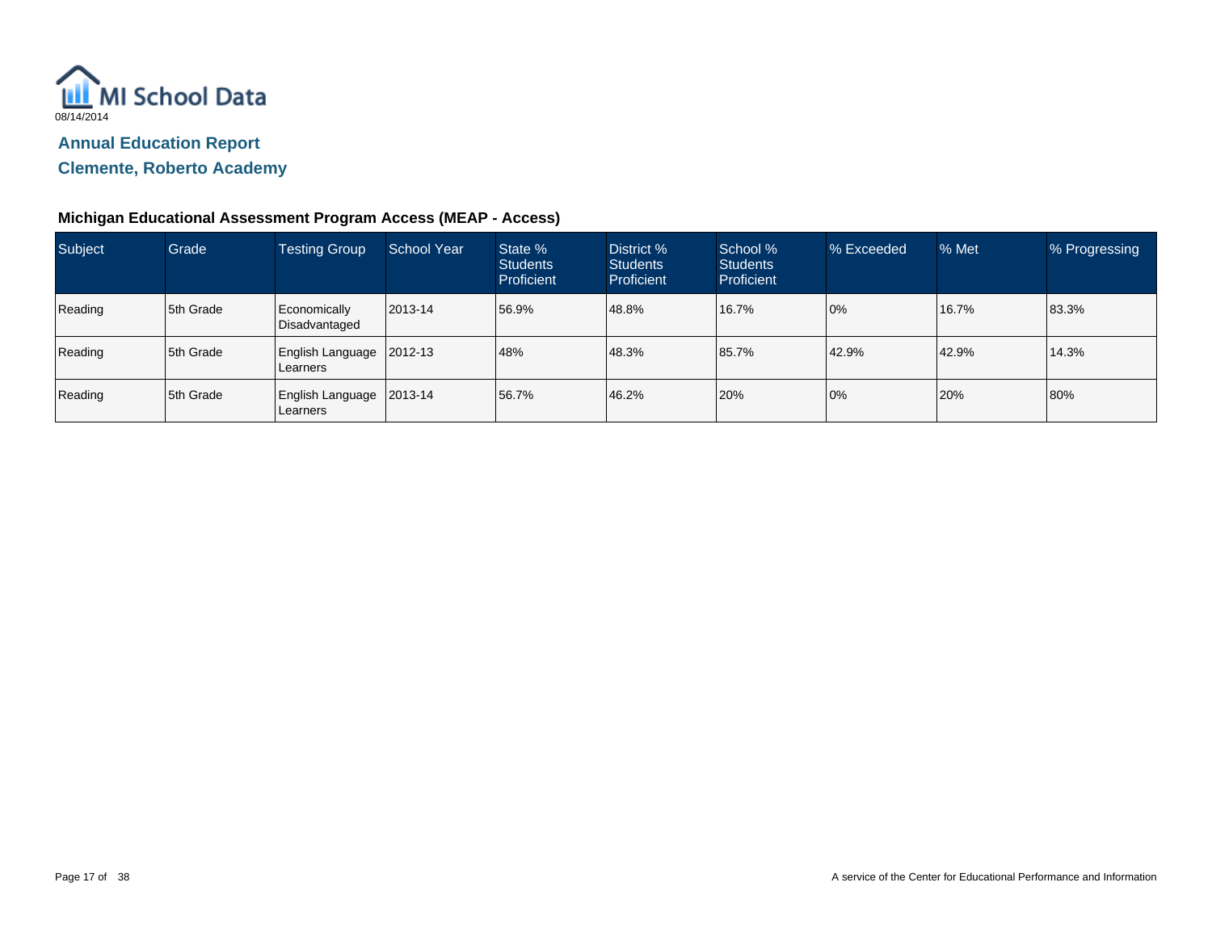MI School Data

08/14/2014

## Annual Education Report

## Clemente, Roberto Academy

### Michigan Educational Assessment Program Access (MEAP - Access)

| Subject | Grade | Testing Group | School Year | State % Students Proficient | District % Students Proficient | School % Students Proficient | % Exceeded | % Met | % Progressing |
|---|---|---|---|---|---|---|---|---|---|
| Reading | 5th Grade | Economically Disadvantaged | 2013-14 | 56.9% | 48.8% | 16.7% | 0% | 16.7% | 83.3% |
| Reading | 5th Grade | English Language Learners | 2012-13 | 48% | 48.3% | 85.7% | 42.9% | 42.9% | 14.3% |
| Reading | 5th Grade | English Language Learners | 2013-14 | 56.7% | 46.2% | 20% | 0% | 20% | 80% |

A service of the Center for Educational Performance and Information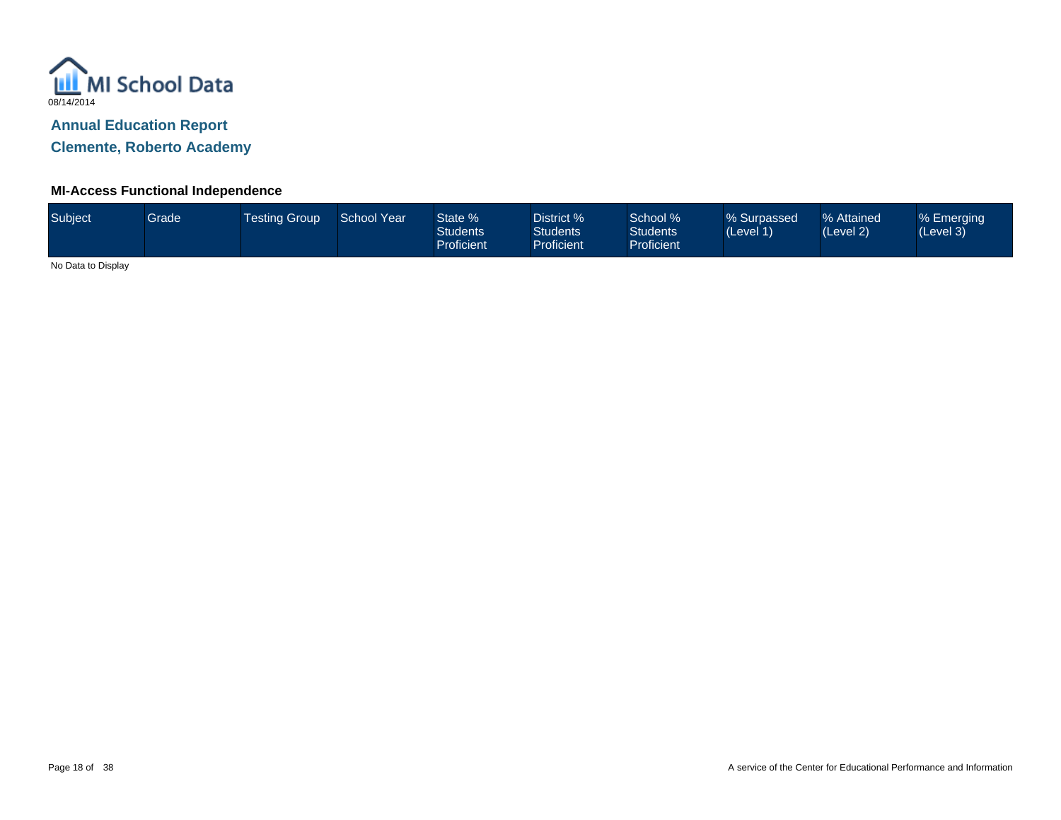MI School Data

08/14/2014

## Annual Education Report

## Clemente, Roberto Academy

### MI-Access Functional Independence

| Subject | Grade | Testing Group | School Year | State % Students Proficient | District % Students Proficient | School % Students Proficient | % Surpassed (Level 1) | % Attained (Level 2) | % Emerging (Level 3) |
|---|---|---|---|---|---|---|---|---|---|

No Data to Display

A service of the Center for Educational Performance and Information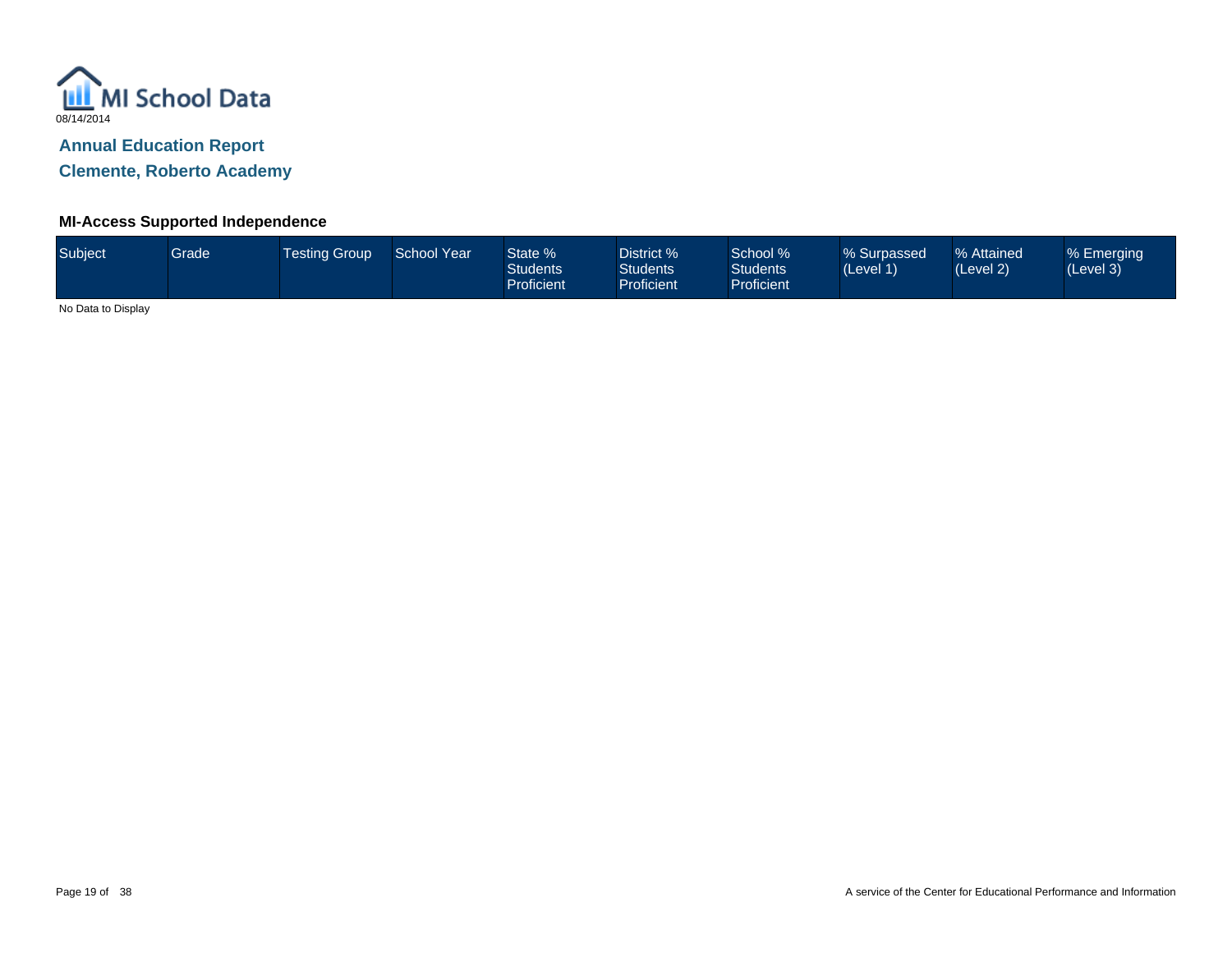08/14/2014

# Annual Education Report

## Clemente, Roberto Academy

### MI-Access Supported Independence

| Subject | Grade | Testing Group | School Year | State % Students Proficient | District % Students Proficient | School % Students Proficient | % Surpassed (Level 1) | % Attained (Level 2) | % Emerging (Level 3) |
|---|---|---|---|---|---|---|---|---|---|

No Data to Display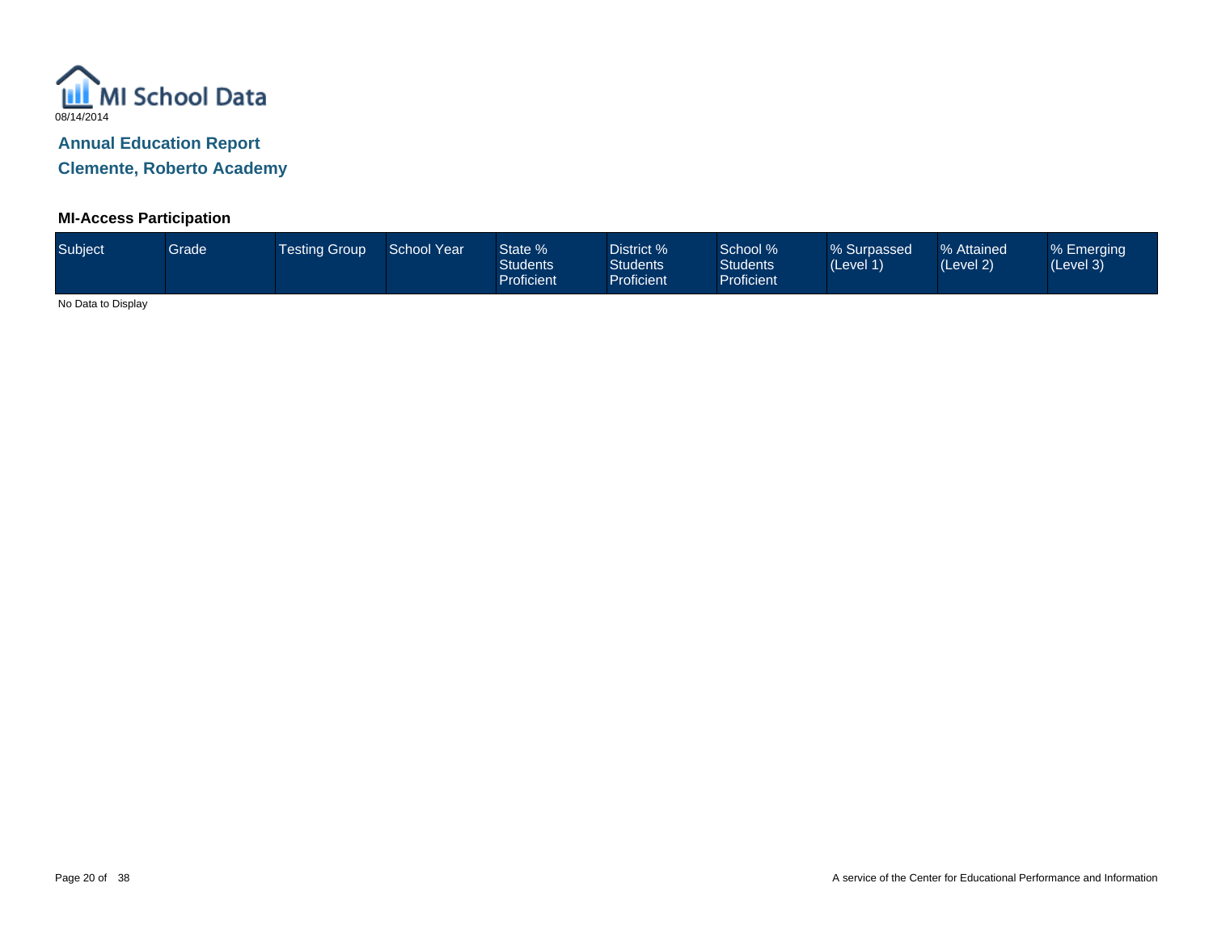MI School Data

08/14/2014

## Annual Education Report

## Clemente, Roberto Academy

### MI-Access Participation

| Subject | Grade | Testing Group | School Year | State % Students Proficient | District % Students Proficient | School % Students Proficient | % Surpassed (Level 1) | % Attained (Level 2) | % Emerging (Level 3) |
|---|---|---|---|---|---|---|---|---|---|

No Data to Display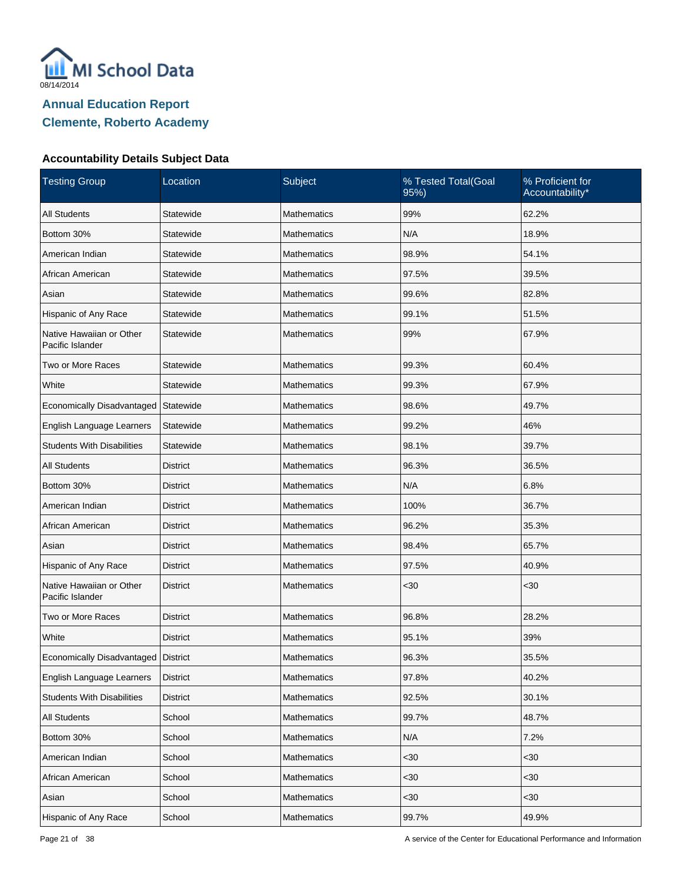MI School Data

08/14/2014

## Annual Education Report

## Clemente, Roberto Academy

### Accountability Details Subject Data

| Testing Group | Location | Subject | % Tested Total(Goal 95%) | % Proficient for Accountability* |
|---|---|---|---|---|
| All Students | Statewide | Mathematics | 99% | 62.2% |
| Bottom 30% | Statewide | Mathematics | N/A | 18.9% |
| American Indian | Statewide | Mathematics | 98.9% | 54.1% |
| African American | Statewide | Mathematics | 97.5% | 39.5% |
| Asian | Statewide | Mathematics | 99.6% | 82.8% |
| Hispanic of Any Race | Statewide | Mathematics | 99.1% | 51.5% |
| Native Hawaiian or Other Pacific Islander | Statewide | Mathematics | 99% | 67.9% |
| Two or More Races | Statewide | Mathematics | 99.3% | 60.4% |
| White | Statewide | Mathematics | 99.3% | 67.9% |
| Economically Disadvantaged | Statewide | Mathematics | 98.6% | 49.7% |
| English Language Learners | Statewide | Mathematics | 99.2% | 46% |
| Students With Disabilities | Statewide | Mathematics | 98.1% | 39.7% |
| All Students | District | Mathematics | 96.3% | 36.5% |
| Bottom 30% | District | Mathematics | N/A | 6.8% |
| American Indian | District | Mathematics | 100% | 36.7% |
| African American | District | Mathematics | 96.2% | 35.3% |
| Asian | District | Mathematics | 98.4% | 65.7% |
| Hispanic of Any Race | District | Mathematics | 97.5% | 40.9% |
| Native Hawaiian or Other Pacific Islander | District | Mathematics | <30 | <30 |
| Two or More Races | District | Mathematics | 96.8% | 28.2% |
| White | District | Mathematics | 95.1% | 39% |
| Economically Disadvantaged | District | Mathematics | 96.3% | 35.5% |
| English Language Learners | District | Mathematics | 97.8% | 40.2% |
| Students With Disabilities | District | Mathematics | 92.5% | 30.1% |
| All Students | School | Mathematics | 99.7% | 48.7% |
| Bottom 30% | School | Mathematics | N/A | 7.2% |
| American Indian | School | Mathematics | <30 | <30 |
| African American | School | Mathematics | <30 | <30 |
| Asian | School | Mathematics | <30 | <30 |
| Hispanic of Any Race | School | Mathematics | 99.7% | 49.9% |

A service of the Center for Educational Performance and Information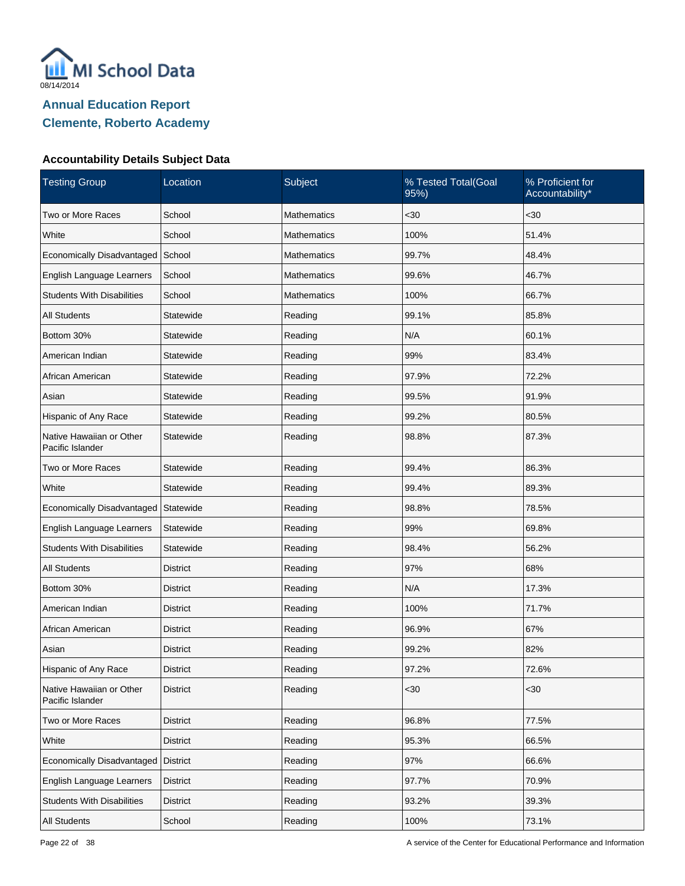MI School Data

08/14/2014

## Annual Education Report
## Clemente, Roberto Academy

### Accountability Details Subject Data

| Testing Group | Location | Subject | % Tested Total(Goal 95%) | % Proficient for Accountability* |
|---|---|---|---|---|
| Two or More Races | School | Mathematics | <30 | <30 |
| White | School | Mathematics | 100% | 51.4% |
| Economically Disadvantaged | School | Mathematics | 99.7% | 48.4% |
| English Language Learners | School | Mathematics | 99.6% | 46.7% |
| Students With Disabilities | School | Mathematics | 100% | 66.7% |
| All Students | Statewide | Reading | 99.1% | 85.8% |
| Bottom 30% | Statewide | Reading | N/A | 60.1% |
| American Indian | Statewide | Reading | 99% | 83.4% |
| African American | Statewide | Reading | 97.9% | 72.2% |
| Asian | Statewide | Reading | 99.5% | 91.9% |
| Hispanic of Any Race | Statewide | Reading | 99.2% | 80.5% |
| Native Hawaiian or Other Pacific Islander | Statewide | Reading | 98.8% | 87.3% |
| Two or More Races | Statewide | Reading | 99.4% | 86.3% |
| White | Statewide | Reading | 99.4% | 89.3% |
| Economically Disadvantaged | Statewide | Reading | 98.8% | 78.5% |
| English Language Learners | Statewide | Reading | 99% | 69.8% |
| Students With Disabilities | Statewide | Reading | 98.4% | 56.2% |
| All Students | District | Reading | 97% | 68% |
| Bottom 30% | District | Reading | N/A | 17.3% |
| American Indian | District | Reading | 100% | 71.7% |
| African American | District | Reading | 96.9% | 67% |
| Asian | District | Reading | 99.2% | 82% |
| Hispanic of Any Race | District | Reading | 97.2% | 72.6% |
| Native Hawaiian or Other Pacific Islander | District | Reading | <30 | <30 |
| Two or More Races | District | Reading | 96.8% | 77.5% |
| White | District | Reading | 95.3% | 66.5% |
| Economically Disadvantaged | District | Reading | 97% | 66.6% |
| English Language Learners | District | Reading | 97.7% | 70.9% |
| Students With Disabilities | District | Reading | 93.2% | 39.3% |
| All Students | School | Reading | 100% | 73.1% |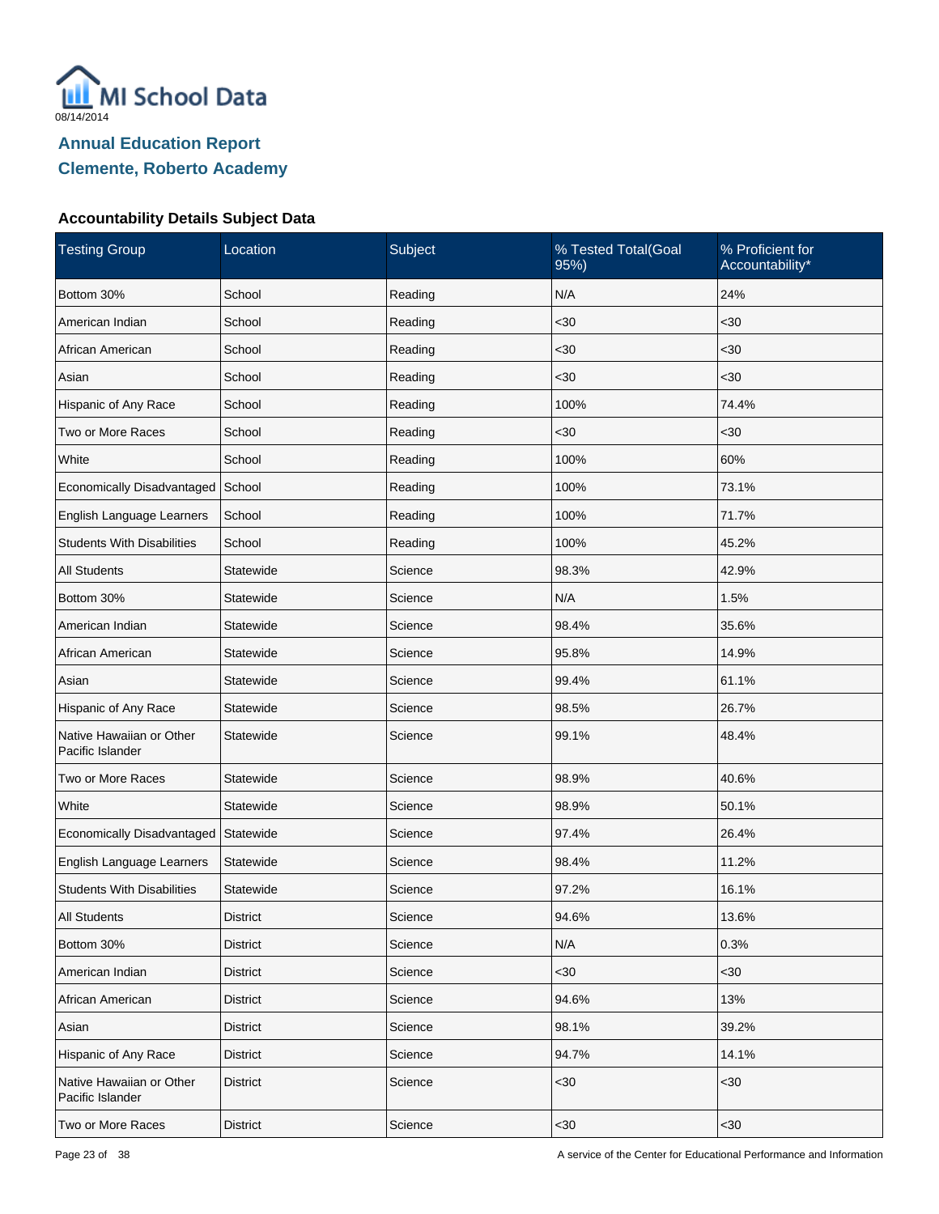MI School Data

08/14/2014

## Annual Education Report

## Clemente, Roberto Academy

### Accountability Details Subject Data

| Testing Group | Location | Subject | % Tested Total(Goal 95%) | % Proficient for Accountability* |
|---|---|---|---|---|
| Bottom 30% | School | Reading | N/A | 24% |
| American Indian | School | Reading | <30 | <30 |
| African American | School | Reading | <30 | <30 |
| Asian | School | Reading | <30 | <30 |
| Hispanic of Any Race | School | Reading | 100% | 74.4% |
| Two or More Races | School | Reading | <30 | <30 |
| White | School | Reading | 100% | 60% |
| Economically Disadvantaged | School | Reading | 100% | 73.1% |
| English Language Learners | School | Reading | 100% | 71.7% |
| Students With Disabilities | School | Reading | 100% | 45.2% |
| All Students | Statewide | Science | 98.3% | 42.9% |
| Bottom 30% | Statewide | Science | N/A | 1.5% |
| American Indian | Statewide | Science | 98.4% | 35.6% |
| African American | Statewide | Science | 95.8% | 14.9% |
| Asian | Statewide | Science | 99.4% | 61.1% |
| Hispanic of Any Race | Statewide | Science | 98.5% | 26.7% |
| Native Hawaiian or Other Pacific Islander | Statewide | Science | 99.1% | 48.4% |
| Two or More Races | Statewide | Science | 98.9% | 40.6% |
| White | Statewide | Science | 98.9% | 50.1% |
| Economically Disadvantaged | Statewide | Science | 97.4% | 26.4% |
| English Language Learners | Statewide | Science | 98.4% | 11.2% |
| Students With Disabilities | Statewide | Science | 97.2% | 16.1% |
| All Students | District | Science | 94.6% | 13.6% |
| Bottom 30% | District | Science | N/A | 0.3% |
| American Indian | District | Science | <30 | <30 |
| African American | District | Science | 94.6% | 13% |
| Asian | District | Science | 98.1% | 39.2% |
| Hispanic of Any Race | District | Science | 94.7% | 14.1% |
| Native Hawaiian or Other Pacific Islander | District | Science | <30 | <30 |
| Two or More Races | District | Science | <30 | <30 |

A service of the Center for Educational Performance and Information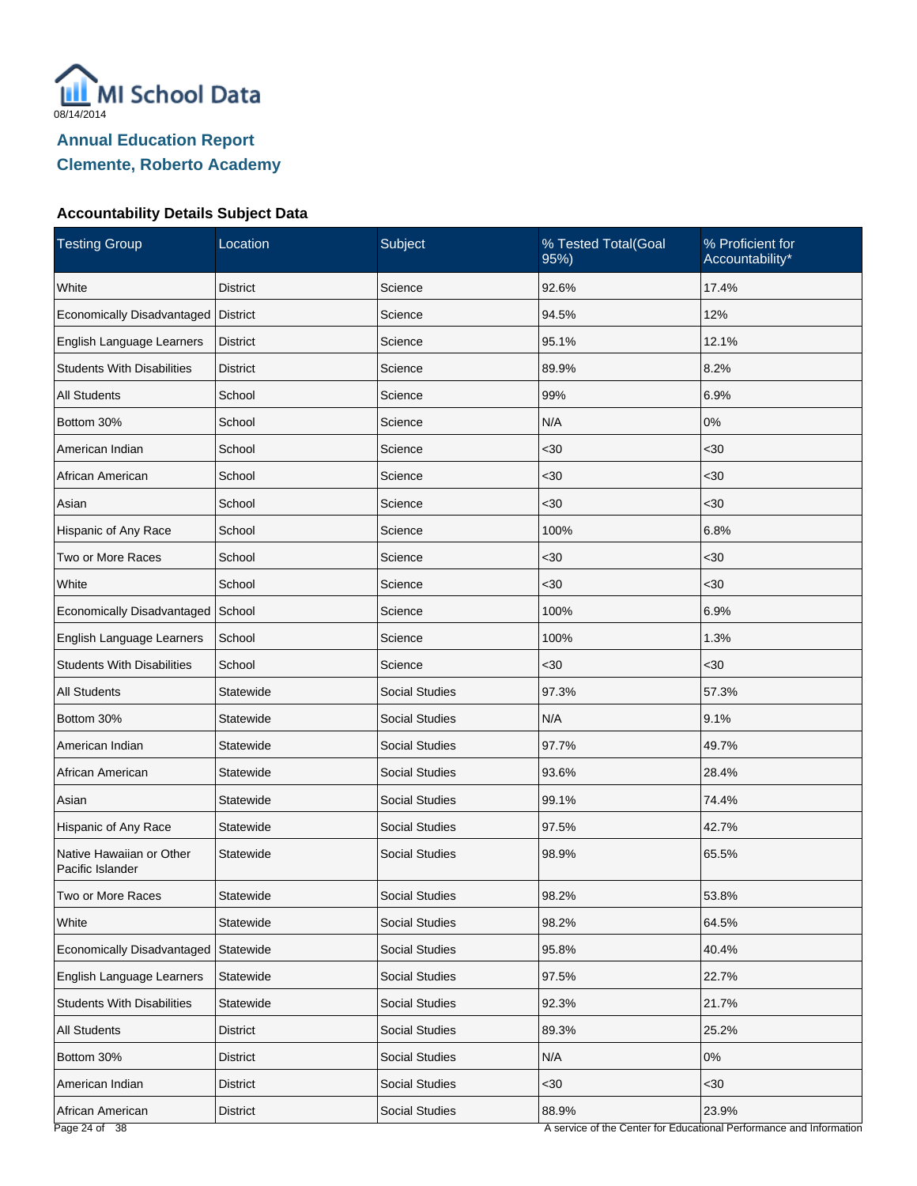MI School Data

08/14/2014

## Annual Education Report

## Clemente, Roberto Academy

### Accountability Details Subject Data

| Testing Group | Location | Subject | % Tested Total(Goal 95%) | % Proficient for Accountability* |
|---|---|---|---|---|
| White | District | Science | 92.6% | 17.4% |
| Economically Disadvantaged | District | Science | 94.5% | 12% |
| English Language Learners | District | Science | 95.1% | 12.1% |
| Students With Disabilities | District | Science | 89.9% | 8.2% |
| All Students | School | Science | 99% | 6.9% |
| Bottom 30% | School | Science | N/A | 0% |
| American Indian | School | Science | <30 | <30 |
| African American | School | Science | <30 | <30 |
| Asian | School | Science | <30 | <30 |
| Hispanic of Any Race | School | Science | 100% | 6.8% |
| Two or More Races | School | Science | <30 | <30 |
| White | School | Science | <30 | <30 |
| Economically Disadvantaged | School | Science | 100% | 6.9% |
| English Language Learners | School | Science | 100% | 1.3% |
| Students With Disabilities | School | Science | <30 | <30 |
| All Students | Statewide | Social Studies | 97.3% | 57.3% |
| Bottom 30% | Statewide | Social Studies | N/A | 9.1% |
| American Indian | Statewide | Social Studies | 97.7% | 49.7% |
| African American | Statewide | Social Studies | 93.6% | 28.4% |
| Asian | Statewide | Social Studies | 99.1% | 74.4% |
| Hispanic of Any Race | Statewide | Social Studies | 97.5% | 42.7% |
| Native Hawaiian or Other Pacific Islander | Statewide | Social Studies | 98.9% | 65.5% |
| Two or More Races | Statewide | Social Studies | 98.2% | 53.8% |
| White | Statewide | Social Studies | 98.2% | 64.5% |
| Economically Disadvantaged | Statewide | Social Studies | 95.8% | 40.4% |
| English Language Learners | Statewide | Social Studies | 97.5% | 22.7% |
| Students With Disabilities | Statewide | Social Studies | 92.3% | 21.7% |
| All Students | District | Social Studies | 89.3% | 25.2% |
| Bottom 30% | District | Social Studies | N/A | 0% |
| American Indian | District | Social Studies | <30 | <30 |
| African American | District | Social Studies | 88.9% | 23.9% |

A service of the Center for Educational Performance and Information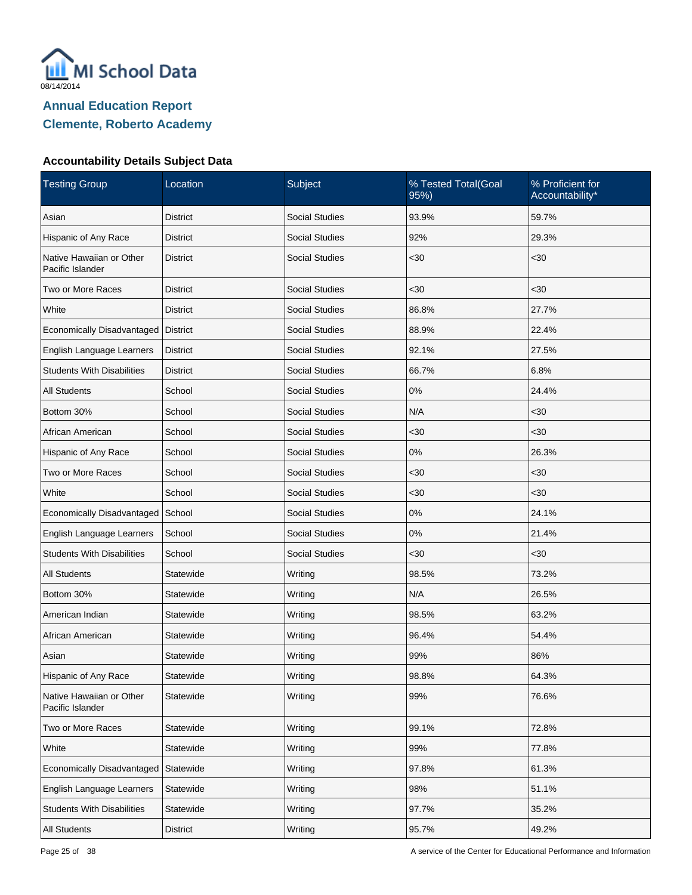MI School Data

08/14/2014

## Annual Education Report

## Clemente, Roberto Academy

### Accountability Details Subject Data

| Testing Group | Location | Subject | % Tested Total(Goal 95%) | % Proficient for Accountability* |
|---|---|---|---|---|
| Asian | District | Social Studies | 93.9% | 59.7% |
| Hispanic of Any Race | District | Social Studies | 92% | 29.3% |
| Native Hawaiian or Other Pacific Islander | District | Social Studies | <30 | <30 |
| Two or More Races | District | Social Studies | <30 | <30 |
| White | District | Social Studies | 86.8% | 27.7% |
| Economically Disadvantaged | District | Social Studies | 88.9% | 22.4% |
| English Language Learners | District | Social Studies | 92.1% | 27.5% |
| Students With Disabilities | District | Social Studies | 66.7% | 6.8% |
| All Students | School | Social Studies | 0% | 24.4% |
| Bottom 30% | School | Social Studies | N/A | <30 |
| African American | School | Social Studies | <30 | <30 |
| Hispanic of Any Race | School | Social Studies | 0% | 26.3% |
| Two or More Races | School | Social Studies | <30 | <30 |
| White | School | Social Studies | <30 | <30 |
| Economically Disadvantaged | School | Social Studies | 0% | 24.1% |
| English Language Learners | School | Social Studies | 0% | 21.4% |
| Students With Disabilities | School | Social Studies | <30 | <30 |
| All Students | Statewide | Writing | 98.5% | 73.2% |
| Bottom 30% | Statewide | Writing | N/A | 26.5% |
| American Indian | Statewide | Writing | 98.5% | 63.2% |
| African American | Statewide | Writing | 96.4% | 54.4% |
| Asian | Statewide | Writing | 99% | 86% |
| Hispanic of Any Race | Statewide | Writing | 98.8% | 64.3% |
| Native Hawaiian or Other Pacific Islander | Statewide | Writing | 99% | 76.6% |
| Two or More Races | Statewide | Writing | 99.1% | 72.8% |
| White | Statewide | Writing | 99% | 77.8% |
| Economically Disadvantaged | Statewide | Writing | 97.8% | 61.3% |
| English Language Learners | Statewide | Writing | 98% | 51.1% |
| Students With Disabilities | Statewide | Writing | 97.7% | 35.2% |
| All Students | District | Writing | 95.7% | 49.2% |

A service of the Center for Educational Performance and Information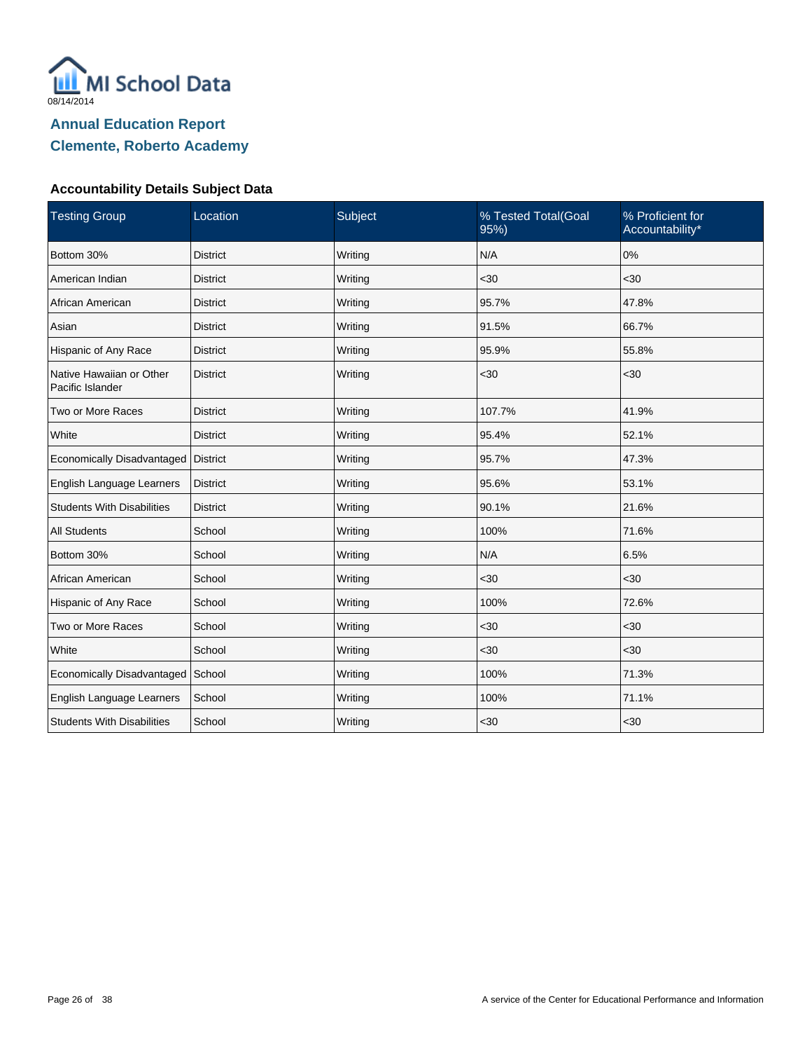MI School Data
08/14/2014

## Annual Education Report
## Clemente, Roberto Academy

### Accountability Details Subject Data

| Testing Group | Location | Subject | % Tested Total(Goal 95%) | % Proficient for Accountability* |
|---|---|---|---|---|
| Bottom 30% | District | Writing | N/A | 0% |
| American Indian | District | Writing | <30 | <30 |
| African American | District | Writing | 95.7% | 47.8% |
| Asian | District | Writing | 91.5% | 66.7% |
| Hispanic of Any Race | District | Writing | 95.9% | 55.8% |
| Native Hawaiian or Other Pacific Islander | District | Writing | <30 | <30 |
| Two or More Races | District | Writing | 107.7% | 41.9% |
| White | District | Writing | 95.4% | 52.1% |
| Economically Disadvantaged | District | Writing | 95.7% | 47.3% |
| English Language Learners | District | Writing | 95.6% | 53.1% |
| Students With Disabilities | District | Writing | 90.1% | 21.6% |
| All Students | School | Writing | 100% | 71.6% |
| Bottom 30% | School | Writing | N/A | 6.5% |
| African American | School | Writing | <30 | <30 |
| Hispanic of Any Race | School | Writing | 100% | 72.6% |
| Two or More Races | School | Writing | <30 | <30 |
| White | School | Writing | <30 | <30 |
| Economically Disadvantaged | School | Writing | 100% | 71.3% |
| English Language Learners | School | Writing | 100% | 71.1% |
| Students With Disabilities | School | Writing | <30 | <30 |

A service of the Center for Educational Performance and Information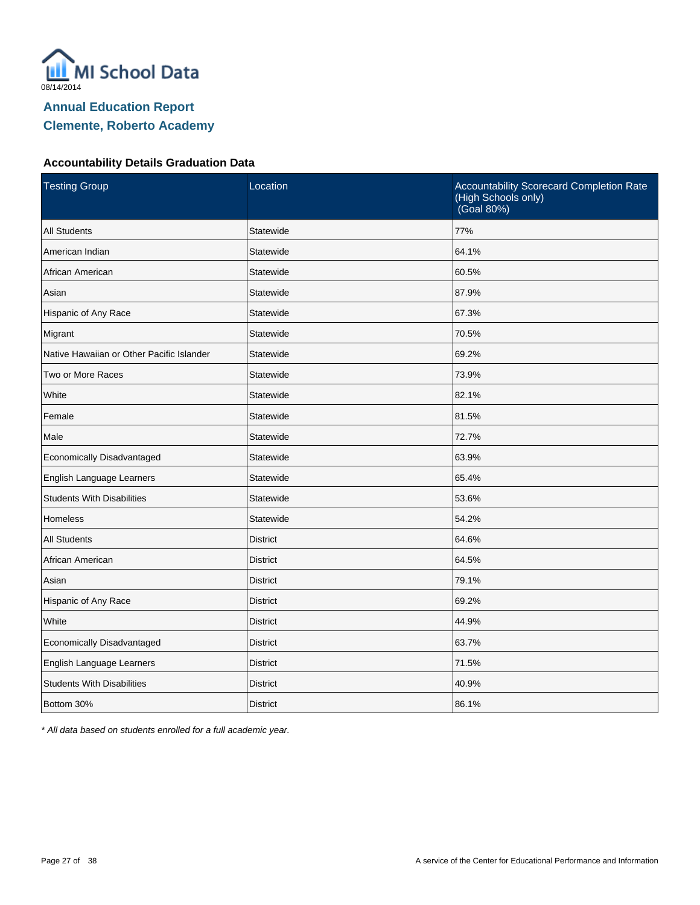MI School Data

08/14/2014

## Annual Education Report
## Clemente, Roberto Academy

### Accountability Details Graduation Data

| Testing Group | Location | Accountability Scorecard Completion Rate (High Schools only) (Goal 80%) |
|---|---|---|
| All Students | Statewide | 77% |
| American Indian | Statewide | 64.1% |
| African American | Statewide | 60.5% |
| Asian | Statewide | 87.9% |
| Hispanic of Any Race | Statewide | 67.3% |
| Migrant | Statewide | 70.5% |
| Native Hawaiian or Other Pacific Islander | Statewide | 69.2% |
| Two or More Races | Statewide | 73.9% |
| White | Statewide | 82.1% |
| Female | Statewide | 81.5% |
| Male | Statewide | 72.7% |
| Economically Disadvantaged | Statewide | 63.9% |
| English Language Learners | Statewide | 65.4% |
| Students With Disabilities | Statewide | 53.6% |
| Homeless | Statewide | 54.2% |
| All Students | District | 64.6% |
| African American | District | 64.5% |
| Asian | District | 79.1% |
| Hispanic of Any Race | District | 69.2% |
| White | District | 44.9% |
| Economically Disadvantaged | District | 63.7% |
| English Language Learners | District | 71.5% |
| Students With Disabilities | District | 40.9% |
| Bottom 30% | District | 86.1% |

*\* All data based on students enrolled for a full academic year.*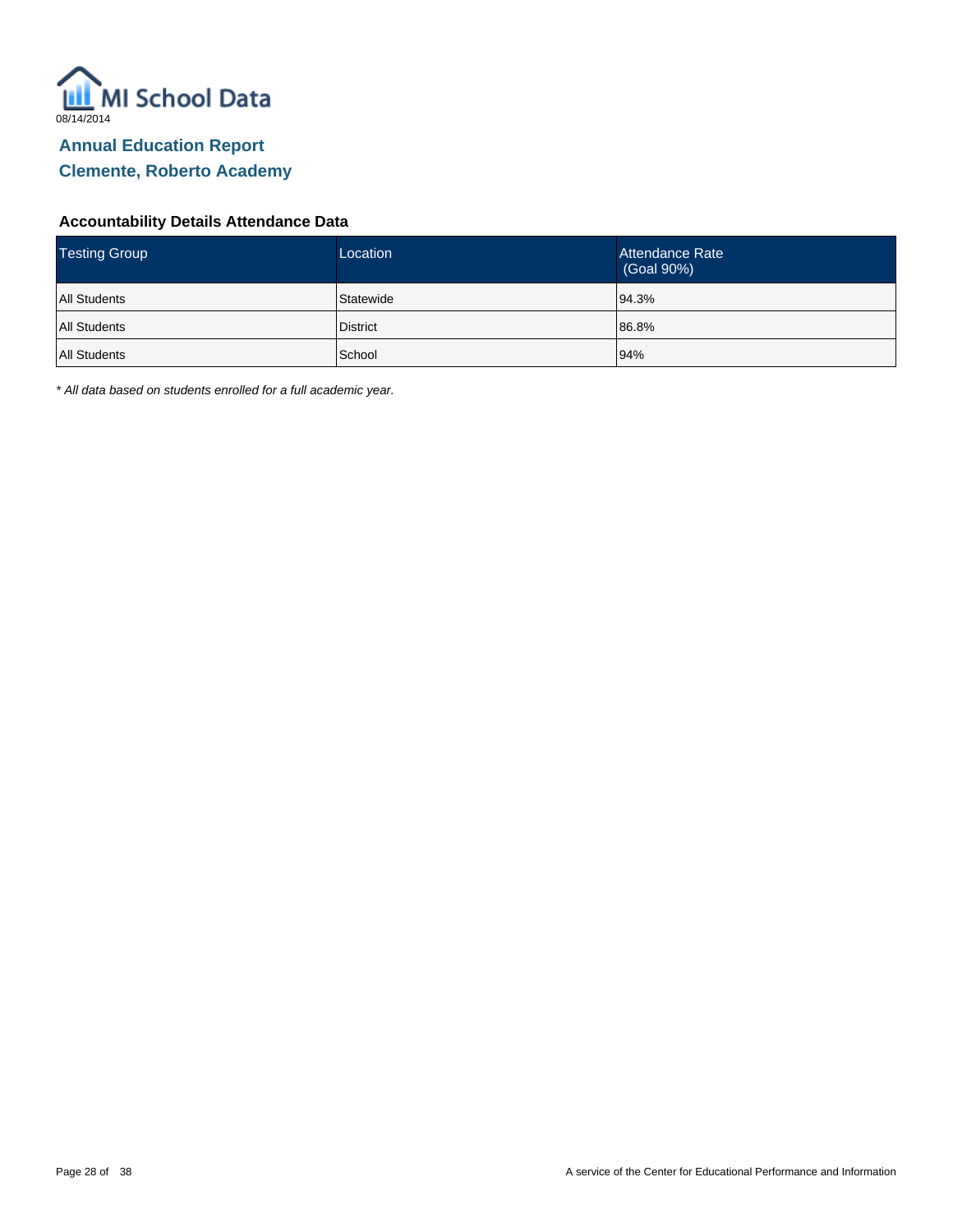MI School Data

08/14/2014

## Annual Education Report

## Clemente, Roberto Academy

### Accountability Details Attendance Data

| Testing Group | Location | Attendance Rate (Goal 90%) |
|---|---|---|
| All Students | Statewide | 94.3% |
| All Students | District | 86.8% |
| All Students | School | 94% |

*\* All data based on students enrolled for a full academic year.*

A service of the Center for Educational Performance and Information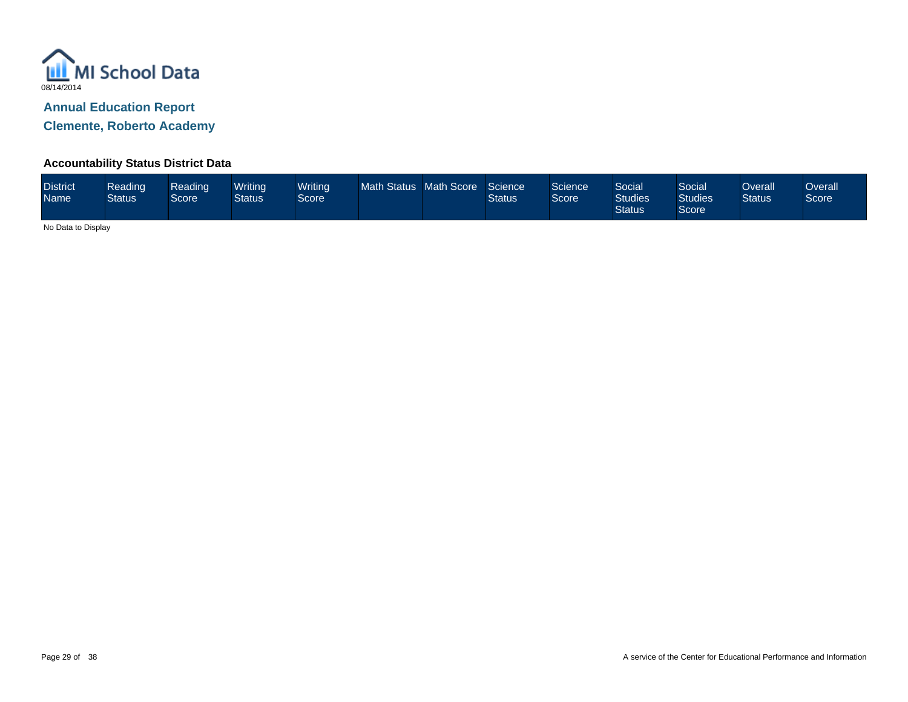MI School Data

08/14/2014

## Annual Education Report

## Clemente, Roberto Academy

### Accountability Status District Data

| District Name | Reading Status | Reading Score | Writing Status | Writing Score | Math Status | Math Score | Science Status | Science Score | Social Studies Status | Social Studies Score | Overall Status | Overall Score |
|---|---|---|---|---|---|---|---|---|---|---|---|---|

No Data to Display

A service of the Center for Educational Performance and Information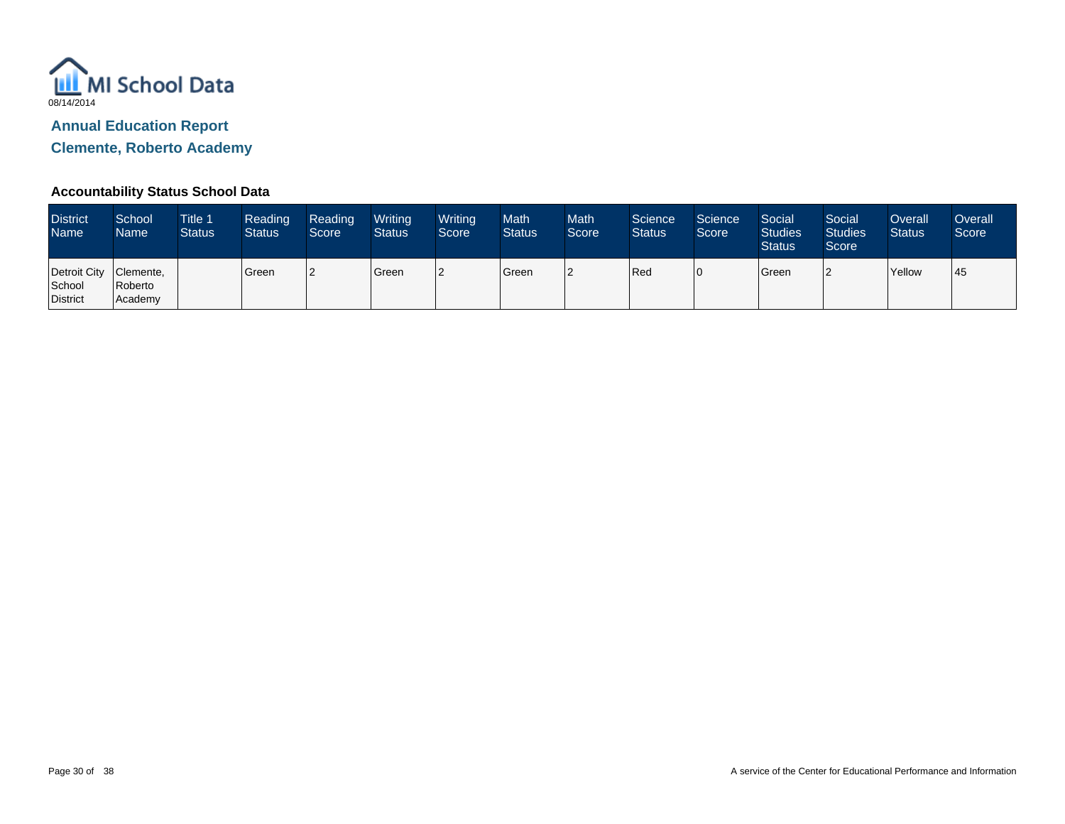MI School Data

08/14/2014

## Annual Education Report

## Clemente, Roberto Academy

### Accountability Status School Data

| District Name | School Name | Title 1 Status | Reading Status | Reading Score | Writing Status | Writing Score | Math Status | Math Score | Science Status | Science Score | Social Studies Status | Social Studies Score | Overall Status | Overall Score |
|---|---|---|---|---|---|---|---|---|---|---|---|---|---|---|
| Detroit City School District | Clemente, Roberto Academy | | Green | 2 | Green | 2 | Green | 2 | Red | 0 | Green | 2 | Yellow | 45 |

A service of the Center for Educational Performance and Information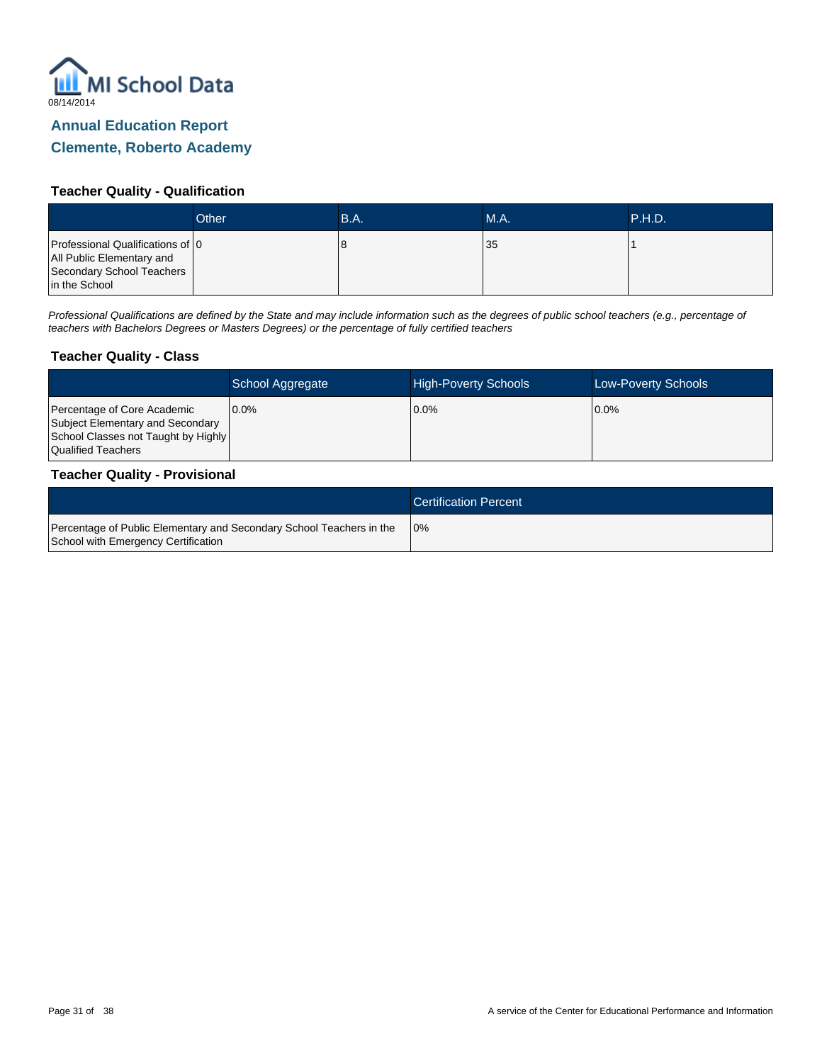MI School Data

08/14/2014

## Annual Education Report

## Clemente, Roberto Academy

### Teacher Quality - Qualification

| | Other | B.A. | M.A. | P.H.D. |
|---|---|---|---|---|
| Professional Qualifications of All Public Elementary and Secondary School Teachers in the School | 0 | 8 | 35 | 1 |

*Professional Qualifications are defined by the State and may include information such as the degrees of public school teachers (e.g., percentage of teachers with Bachelors Degrees or Masters Degrees) or the percentage of fully certified teachers*

### Teacher Quality - Class

| | School Aggregate | High-Poverty Schools | Low-Poverty Schools |
|---|---|---|---|
| Percentage of Core Academic Subject Elementary and Secondary School Classes not Taught by Highly Qualified Teachers | 0.0% | 0.0% | 0.0% |

### Teacher Quality - Provisional

| | Certification Percent |
|---|---|
| Percentage of Public Elementary and Secondary School Teachers in the School with Emergency Certification | 0% |

A service of the Center for Educational Performance and Information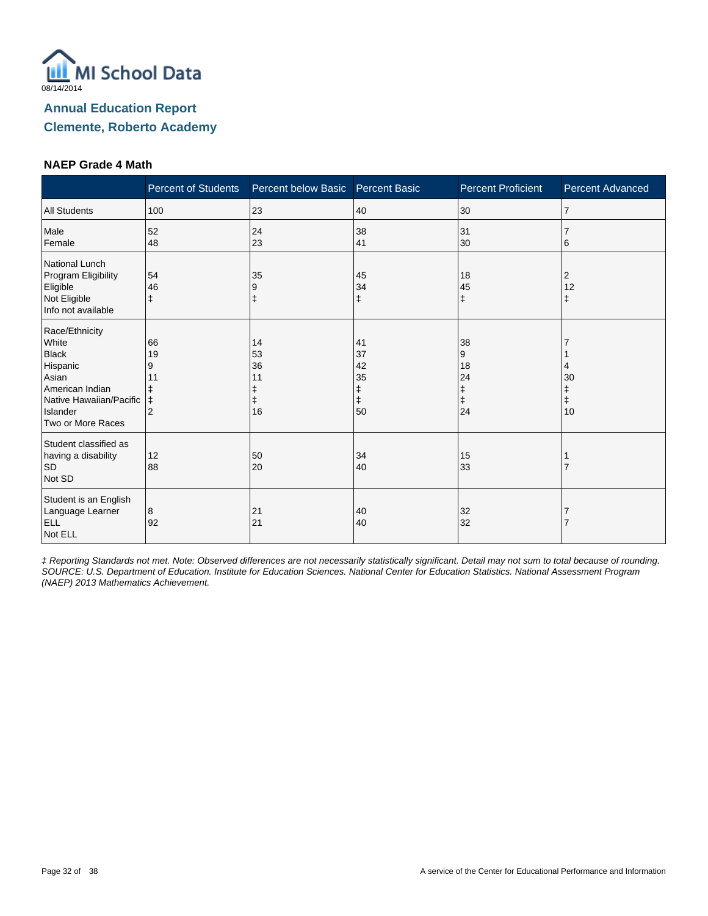08/14/2014

## Annual Education Report
## Clemente, Roberto Academy

### NAEP Grade 4 Math

| | Percent of Students | Percent below Basic | Percent Basic | Percent Proficient | Percent Advanced |
|---|---|---|---|---|---|
| All Students | 100 | 23 | 40 | 30 | 7 |
| Male | 52 | 24 | 38 | 31 | 7 |
| Female | 48 | 23 | 41 | 30 | 6 |
| National Lunch Program Eligibility | | | | | |
| Eligible | 54 | 35 | 45 | 18 | 2 |
| Not Eligible | 46 | 9 | 34 | 45 | 12 |
| Info not available | ‡ | ‡ | ‡ | ‡ | ‡ |
| Race/Ethnicity | | | | | |
| White | 66 | 14 | 41 | 38 | 7 |
| Black | 19 | 53 | 37 | 9 | 1 |
| Hispanic | 9 | 36 | 42 | 18 | 4 |
| Asian | 11 | 11 | 35 | 24 | 30 |
| American Indian | ‡ | ‡ | ‡ | ‡ | ‡ |
| Native Hawaiian/Pacific Islander | ‡ | ‡ | ‡ | ‡ | ‡ |
| Two or More Races | 2 | 16 | 50 | 24 | 10 |
| Student classified as having a disability | | | | | |
| SD | 12 | 50 | 34 | 15 | 1 |
| Not SD | 88 | 20 | 40 | 33 | 7 |
| Student is an English Language Learner | | | | | |
| ELL | 8 | 21 | 40 | 32 | 7 |
| Not ELL | 92 | 21 | 40 | 32 | 7 |

*‡ Reporting Standards not met. Note: Observed differences are not necessarily statistically significant. Detail may not sum to total because of rounding. SOURCE: U.S. Department of Education. Institute for Education Sciences. National Center for Education Statistics. National Assessment Program (NAEP) 2013 Mathematics Achievement.*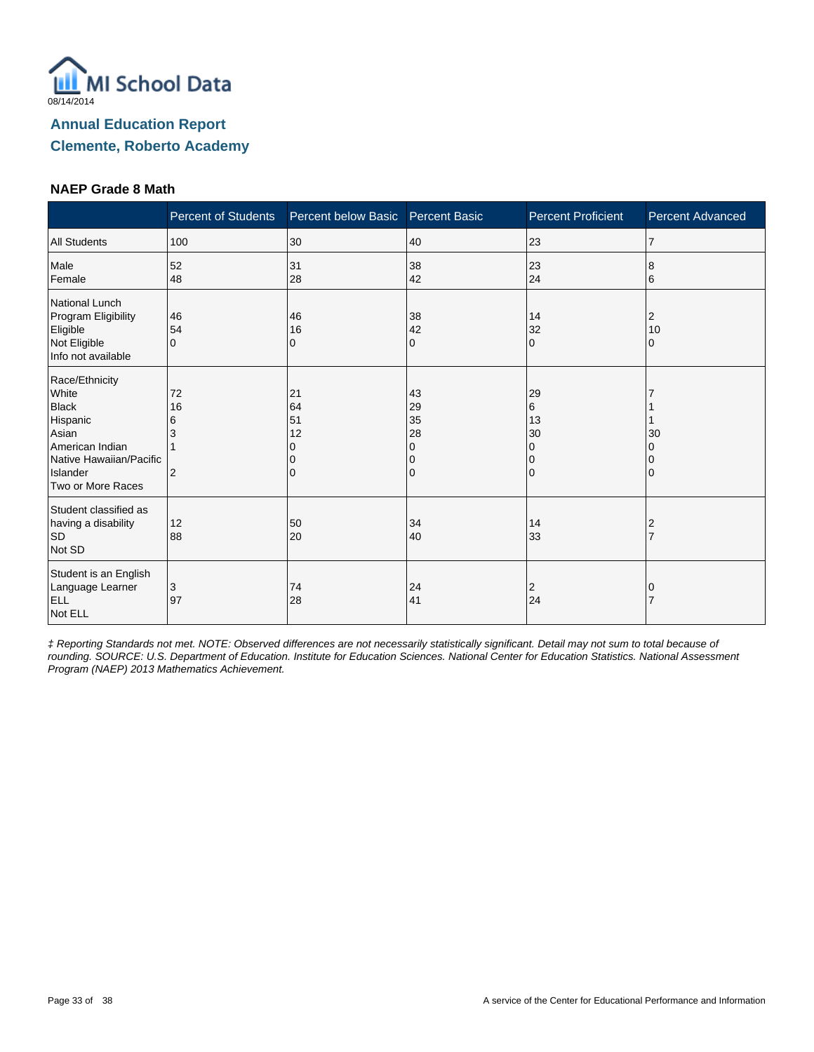08/14/2014

## Annual Education Report
## Clemente, Roberto Academy

### NAEP Grade 8 Math

| | Percent of Students | Percent below Basic | Percent Basic | Percent Proficient | Percent Advanced |
|---|---|---|---|---|---|
| All Students | 100 | 30 | 40 | 23 | 7 |
| Male | 52 | 31 | 38 | 23 | 8 |
| Female | 48 | 28 | 42 | 24 | 6 |
| National Lunch Program Eligibility | | | | | |
| Eligible | 46 | 46 | 38 | 14 | 2 |
| Not Eligible | 54 | 16 | 42 | 32 | 10 |
| Info not available | 0 | 0 | 0 | 0 | 0 |
| Race/Ethnicity | | | | | |
| White | 72 | 21 | 43 | 29 | 7 |
| Black | 16 | 64 | 29 | 6 | 1 |
| Hispanic | 6 | 51 | 35 | 13 | 1 |
| Asian | 3 | 12 | 28 | 30 | 30 |
| American Indian | 1 | 0 | 0 | 0 | 0 |
| Native Hawaiian/Pacific Islander | | 0 | 0 | 0 | 0 |
| Two or More Races | 2 | 0 | 0 | 0 | 0 |
| Student classified as having a disability | | | | | |
| SD | 12 | 50 | 34 | 14 | 2 |
| Not SD | 88 | 20 | 40 | 33 | 7 |
| Student is an English Language Learner | | | | | |
| ELL | 3 | 74 | 24 | 2 | 0 |
| Not ELL | 97 | 28 | 41 | 24 | 7 |

*‡ Reporting Standards not met. NOTE: Observed differences are not necessarily statistically significant. Detail may not sum to total because of rounding. SOURCE: U.S. Department of Education. Institute for Education Sciences. National Center for Education Statistics. National Assessment Program (NAEP) 2013 Mathematics Achievement.*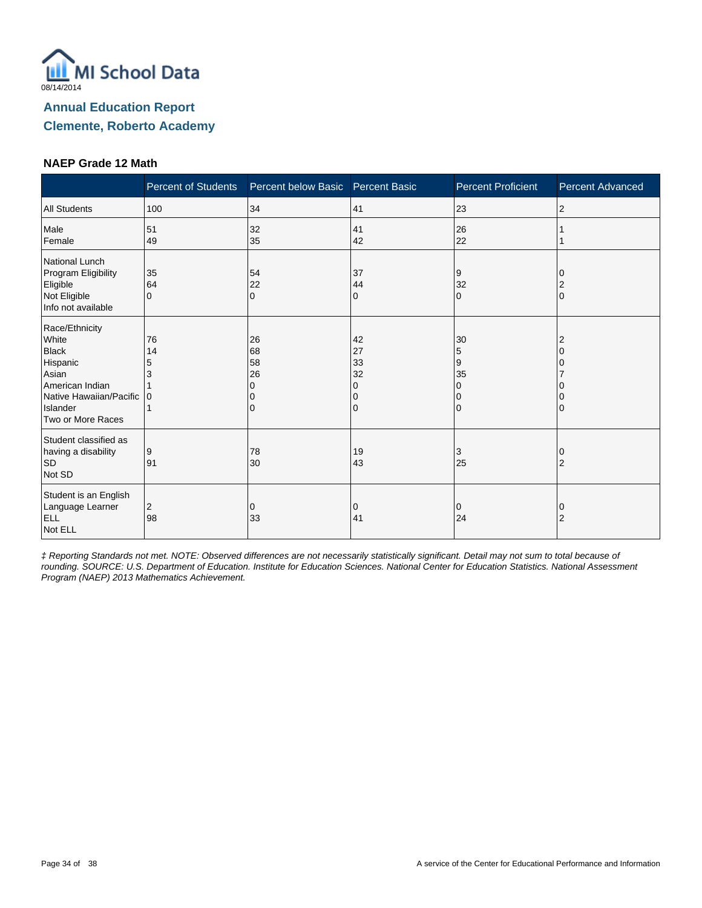08/14/2014

# Annual Education Report
## Clemente, Roberto Academy

### NAEP Grade 12 Math

| | Percent of Students | Percent below Basic | Percent Basic | Percent Proficient | Percent Advanced |
|---|---|---|---|---|---|
| All Students | 100 | 34 | 41 | 23 | 2 |
| Male | 51 | 32 | 41 | 26 | 1 |
| Female | 49 | 35 | 42 | 22 | 1 |
| National Lunch Program Eligibility | | | | | |
| Eligible | 35 | 54 | 37 | 9 | 0 |
| Not Eligible | 64 | 22 | 44 | 32 | 2 |
| Info not available | 0 | 0 | 0 | 0 | 0 |
| Race/Ethnicity | | | | | |
| White | 76 | 26 | 42 | 30 | 2 |
| Black | 14 | 68 | 27 | 5 | 0 |
| Hispanic | 5 | 58 | 33 | 9 | 0 |
| Asian | 3 | 26 | 32 | 35 | 7 |
| American Indian | 1 | 0 | 0 | 0 | 0 |
| Native Hawaiian/Pacific Islander | 0 | 0 | 0 | 0 | 0 |
| Two or More Races | 1 | 0 | 0 | 0 | 0 |
| Student classified as having a disability | | | | | |
| SD | 9 | 78 | 19 | 3 | 0 |
| Not SD | 91 | 30 | 43 | 25 | 2 |
| Student is an English Language Learner | | | | | |
| ELL | 2 | 0 | 0 | 0 | 0 |
| Not ELL | 98 | 33 | 41 | 24 | 2 |

*‡ Reporting Standards not met. NOTE: Observed differences are not necessarily statistically significant. Detail may not sum to total because of rounding. SOURCE: U.S. Department of Education. Institute for Education Sciences. National Center for Education Statistics. National Assessment Program (NAEP) 2013 Mathematics Achievement.*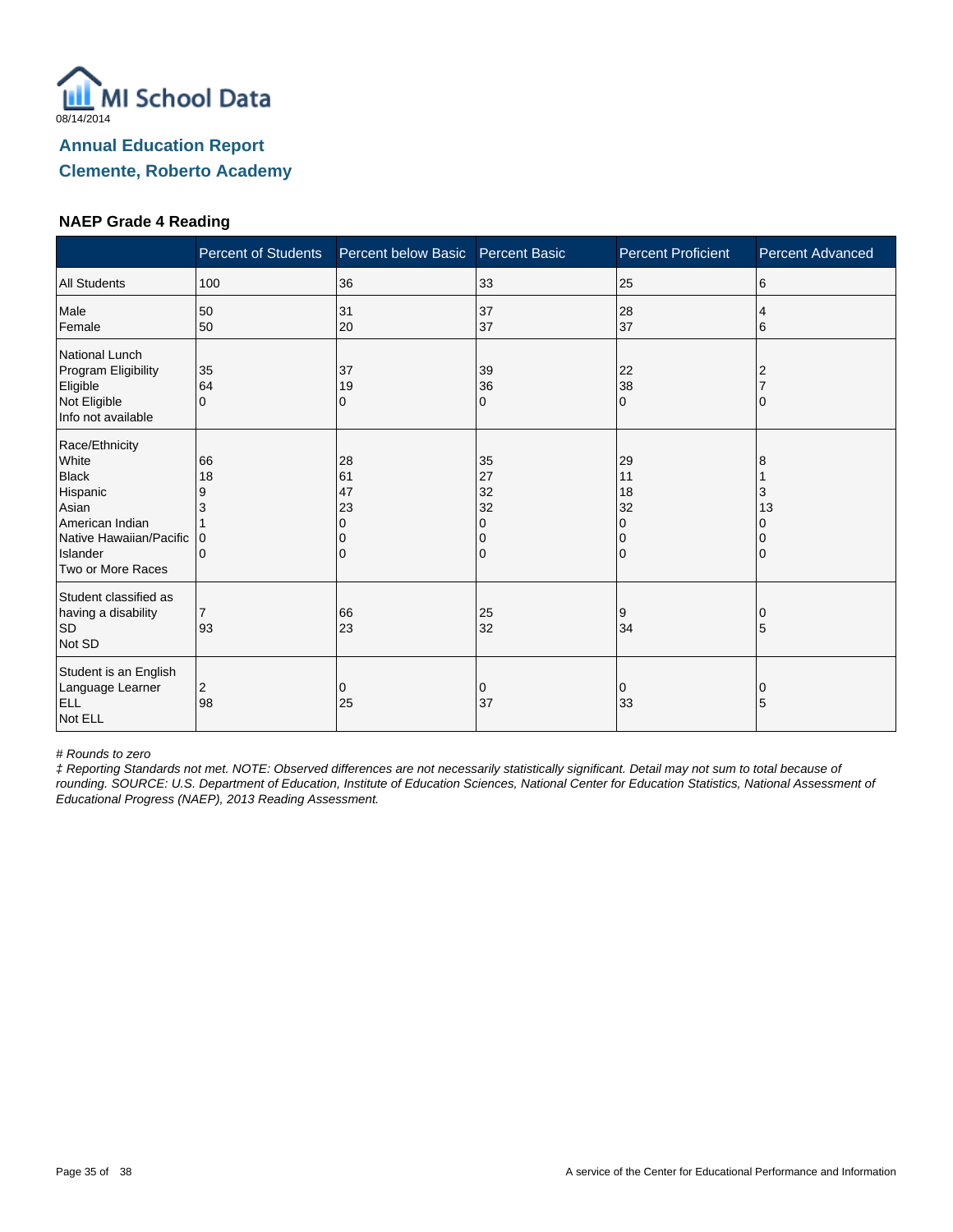MI School Data
08/14/2014

## Annual Education Report

## Clemente, Roberto Academy

### NAEP Grade 4 Reading

| | Percent of Students | Percent below Basic | Percent Basic | Percent Proficient | Percent Advanced |
|---|---|---|---|---|---|
| All Students | 100 | 36 | 33 | 25 | 6 |
| Male | 50 | 31 | 37 | 28 | 4 |
| Female | 50 | 20 | 37 | 37 | 6 |
| National Lunch Program Eligibility | | | | | |
| Eligible | 35 | 37 | 39 | 22 | 2 |
| Not Eligible | 64 | 19 | 36 | 38 | 7 |
| Info not available | 0 | 0 | 0 | 0 | 0 |
| Race/Ethnicity | | | | | |
| White | 66 | 28 | 35 | 29 | 8 |
| Black | 18 | 61 | 27 | 11 | 1 |
| Hispanic | 9 | 47 | 32 | 18 | 3 |
| Asian | 3 | 23 | 32 | 32 | 13 |
| American Indian | 1 | 0 | 0 | 0 | 0 |
| Native Hawaiian/Pacific Islander | 0 | 0 | 0 | 0 | 0 |
| Two or More Races | 0 | 0 | 0 | 0 | 0 |
| Student classified as having a disability | | | | | |
| SD | 7 | 66 | 25 | 9 | 0 |
| Not SD | 93 | 23 | 32 | 34 | 5 |
| Student is an English Language Learner | | | | | |
| ELL | 2 | 0 | 0 | 0 | 0 |
| Not ELL | 98 | 25 | 37 | 33 | 5 |

*# Rounds to zero*

*‡ Reporting Standards not met. NOTE: Observed differences are not necessarily statistically significant. Detail may not sum to total because of rounding. SOURCE: U.S. Department of Education, Institute of Education Sciences, National Center for Education Statistics, National Assessment of Educational Progress (NAEP), 2013 Reading Assessment.*

A service of the Center for Educational Performance and Information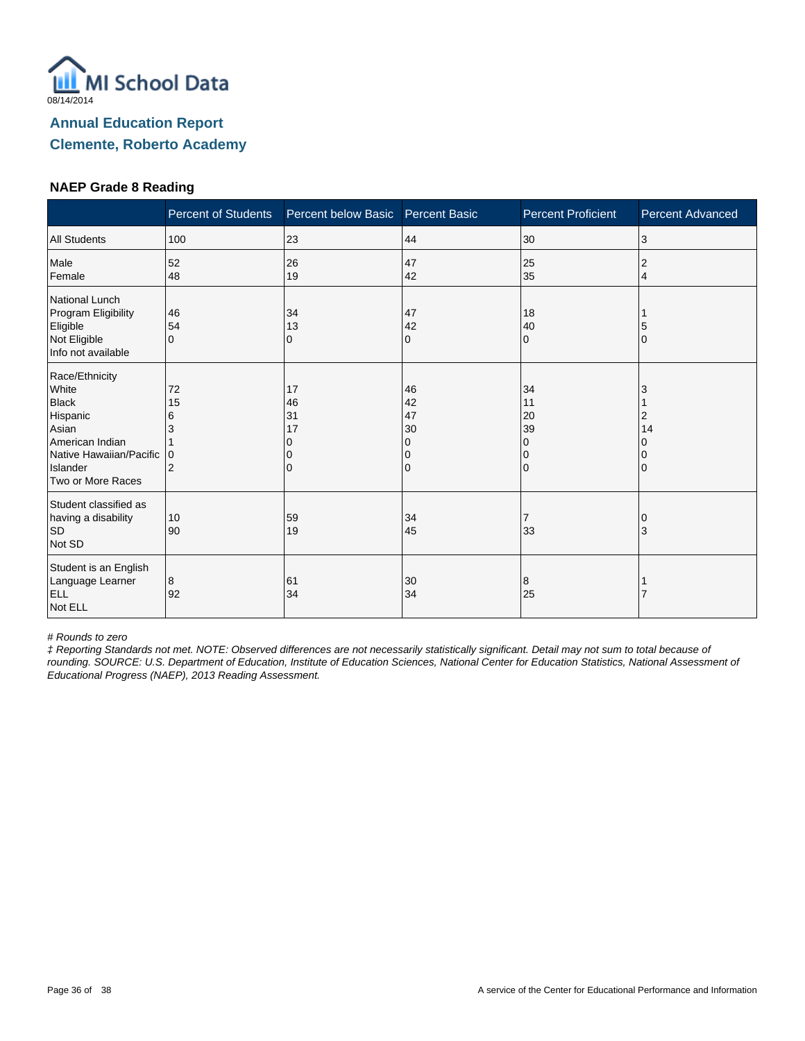08/14/2014

# Annual Education Report

## Clemente, Roberto Academy

### NAEP Grade 8 Reading

| | Percent of Students | Percent below Basic | Percent Basic | Percent Proficient | Percent Advanced |
|---|---|---|---|---|---|
| All Students | 100 | 23 | 44 | 30 | 3 |
| Male | 52 | 26 | 47 | 25 | 2 |
| Female | 48 | 19 | 42 | 35 | 4 |
| National Lunch Program Eligibility | | | | | |
| Eligible | 46 | 34 | 47 | 18 | 1 |
| Not Eligible | 54 | 13 | 42 | 40 | 5 |
| Info not available | 0 | 0 | 0 | 0 | 0 |
| Race/Ethnicity | | | | | |
| White | 72 | 17 | 46 | 34 | 3 |
| Black | 15 | 46 | 42 | 11 | 1 |
| Hispanic | 6 | 31 | 47 | 20 | 2 |
| Asian | 3 | 17 | 30 | 39 | 14 |
| American Indian | 1 | 0 | 0 | 0 | 0 |
| Native Hawaiian/Pacific Islander | 0 | 0 | 0 | 0 | 0 |
| Two or More Races | 2 | 0 | 0 | 0 | 0 |
| Student classified as having a disability | | | | | |
| SD | 10 | 59 | 34 | 7 | 0 |
| Not SD | 90 | 19 | 45 | 33 | 3 |
| Student is an English Language Learner | | | | | |
| ELL | 8 | 61 | 30 | 8 | 1 |
| Not ELL | 92 | 34 | 34 | 25 | 7 |

*# Rounds to zero*

*‡ Reporting Standards not met. NOTE: Observed differences are not necessarily statistically significant. Detail may not sum to total because of rounding. SOURCE: U.S. Department of Education, Institute of Education Sciences, National Center for Education Statistics, National Assessment of Educational Progress (NAEP), 2013 Reading Assessment.*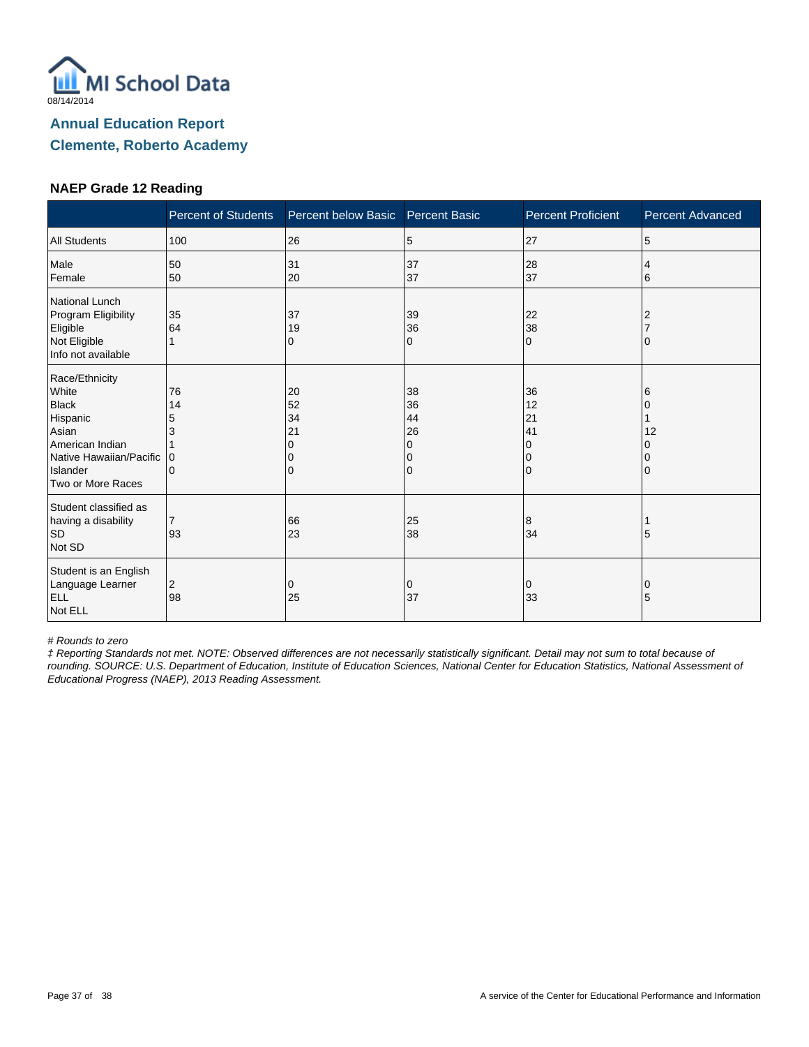08/14/2014

## Annual Education Report

## Clemente, Roberto Academy

### NAEP Grade 12 Reading

| | Percent of Students | Percent below Basic | Percent Basic | Percent Proficient | Percent Advanced |
|---|---|---|---|---|---|
| All Students | 100 | 26 | 5 | 27 | 5 |
| Male | 50 | 31 | 37 | 28 | 4 |
| Female | 50 | 20 | 37 | 37 | 6 |
| National Lunch Program Eligibility | | | | | |
| Eligible | 35 | 37 | 39 | 22 | 2 |
| Not Eligible | 64 | 19 | 36 | 38 | 7 |
| Info not available | 1 | 0 | 0 | 0 | 0 |
| Race/Ethnicity | | | | | |
| White | 76 | 20 | 38 | 36 | 6 |
| Black | 14 | 52 | 36 | 12 | 0 |
| Hispanic | 5 | 34 | 44 | 21 | 1 |
| Asian | 3 | 21 | 26 | 41 | 12 |
| American Indian | 1 | 0 | 0 | 0 | 0 |
| Native Hawaiian/Pacific Islander | 0 | 0 | 0 | 0 | 0 |
| Two or More Races | 0 | 0 | 0 | 0 | 0 |
| Student classified as having a disability | | | | | |
| SD | 7 | 66 | 25 | 8 | 1 |
| Not SD | 93 | 23 | 38 | 34 | 5 |
| Student is an English Language Learner | | | | | |
| ELL | 2 | 0 | 0 | 0 | 0 |
| Not ELL | 98 | 25 | 37 | 33 | 5 |

*# Rounds to zero*

*‡ Reporting Standards not met. NOTE: Observed differences are not necessarily statistically significant. Detail may not sum to total because of rounding. SOURCE: U.S. Department of Education, Institute of Education Sciences, National Center for Education Statistics, National Assessment of Educational Progress (NAEP), 2013 Reading Assessment.*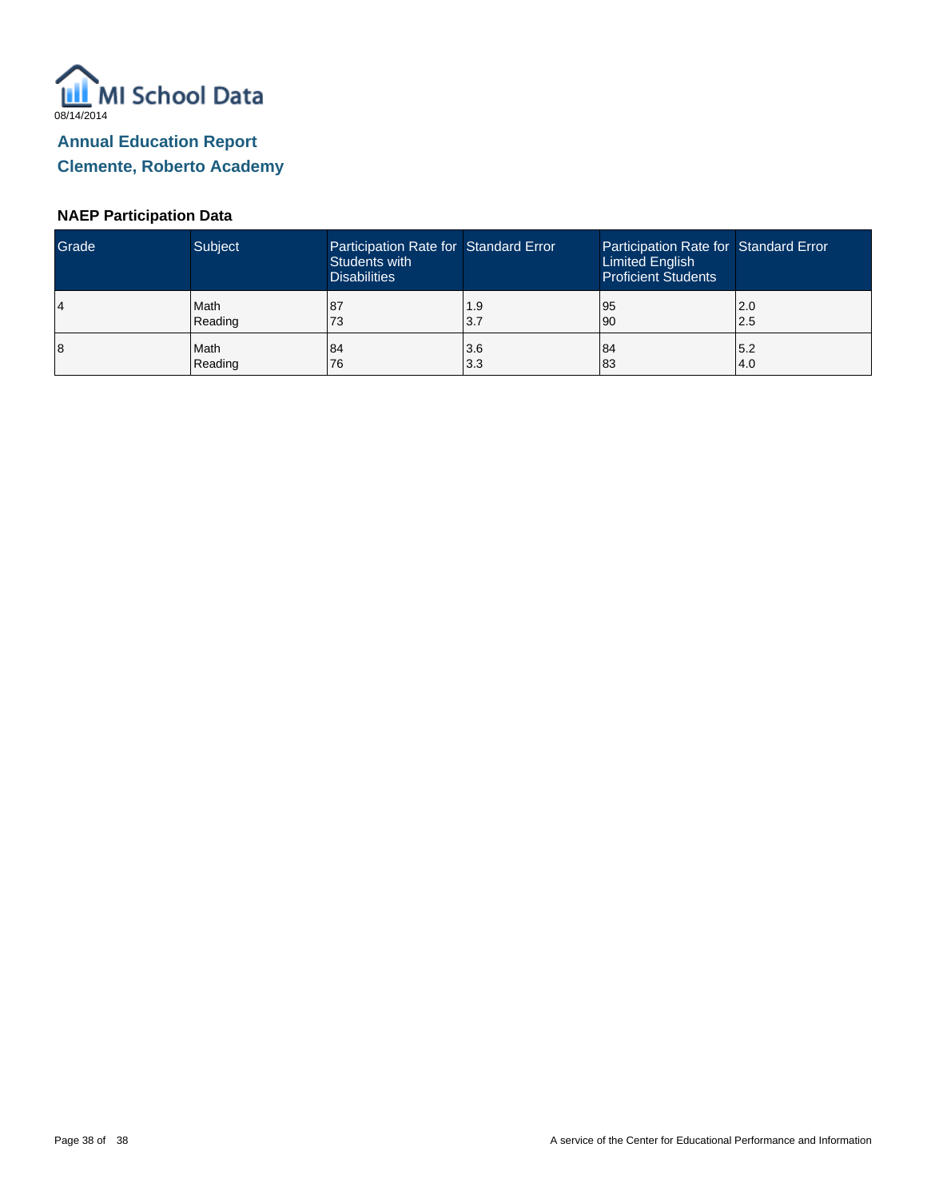MI School Data

08/14/2014

## Annual Education Report

## Clemente, Roberto Academy

### NAEP Participation Data

| Grade | Subject | Participation Rate for Students with Disabilities | Standard Error | Participation Rate for Limited English Proficient Students | Standard Error |
|---|---|---|---|---|---|
| 4 | Math | 87 | 1.9 | 95 | 2.0 |
| | Reading | 73 | 3.7 | 90 | 2.5 |
| 8 | Math | 84 | 3.6 | 84 | 5.2 |
| | Reading | 76 | 3.3 | 83 | 4.0 |

A service of the Center for Educational Performance and Information